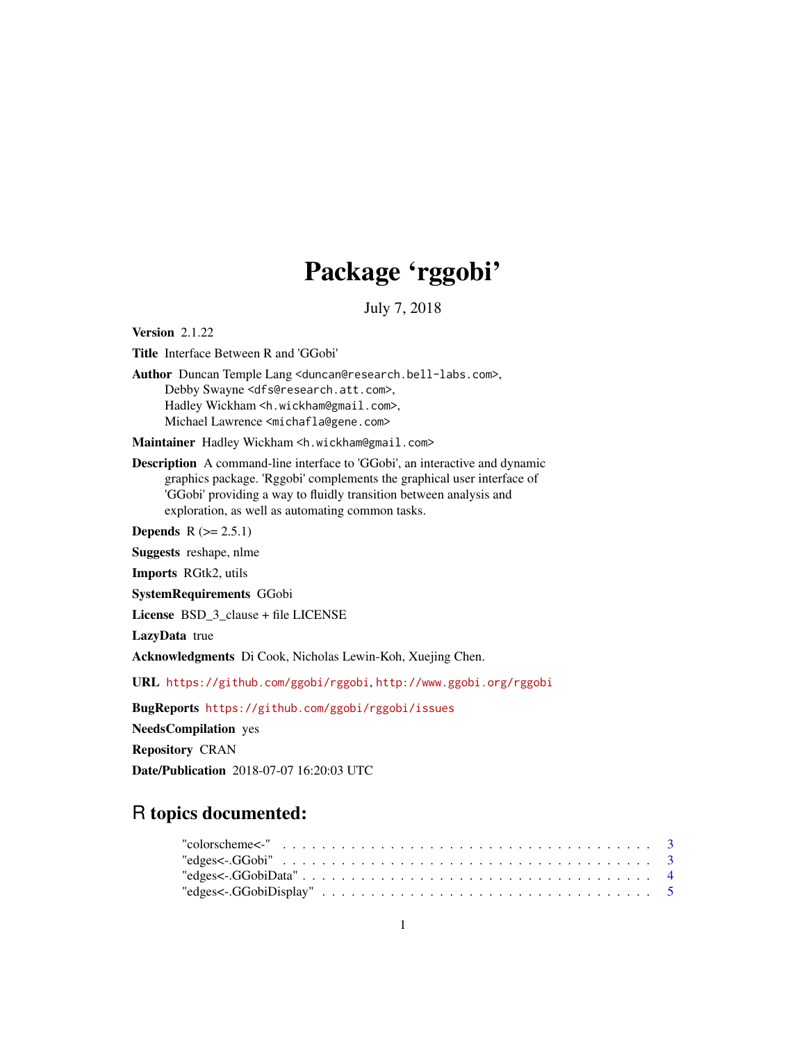# Package 'rggobi'

July 7, 2018

**Version** 2.1.22

**Title** Interface Between R and 'GGobi'

**Author** Duncan Temple Lang <duncan@research.bell-labs.com>,
Debby Swayne <dfs@research.att.com>,
Hadley Wickham <h.wickham@gmail.com>,
Michael Lawrence <michafla@gene.com>

**Maintainer** Hadley Wickham <h.wickham@gmail.com>

**Description** A command-line interface to 'GGobi', an interactive and dynamic graphics package. 'Rggobi' complements the graphical user interface of 'GGobi' providing a way to fluidly transition between analysis and exploration, as well as automating common tasks.

**Depends** R (>= 2.5.1)

**Suggests** reshape, nlme

**Imports** RGtk2, utils

**SystemRequirements** GGobi

**License** BSD_3_clause + file LICENSE

**LazyData** true

**Acknowledgments** Di Cook, Nicholas Lewin-Koh, Xuejing Chen.

**URL** https://github.com/ggobi/rggobi, http://www.ggobi.org/rggobi

**BugReports** https://github.com/ggobi/rggobi/issues

**NeedsCompilation** yes

**Repository** CRAN

**Date/Publication** 2018-07-07 16:20:03 UTC

## R topics documented:

"colorscheme<-" . . . . . . . . . . . . . . . . . . . . . . . . . . . . . . . . . . . . 3
"edges<-.GGobi" . . . . . . . . . . . . . . . . . . . . . . . . . . . . . . . . . . . . 3
"edges<-.GGobiData" . . . . . . . . . . . . . . . . . . . . . . . . . . . . . . . . . . 4
"edges<-.GGobiDisplay" . . . . . . . . . . . . . . . . . . . . . . . . . . . . . . . . 5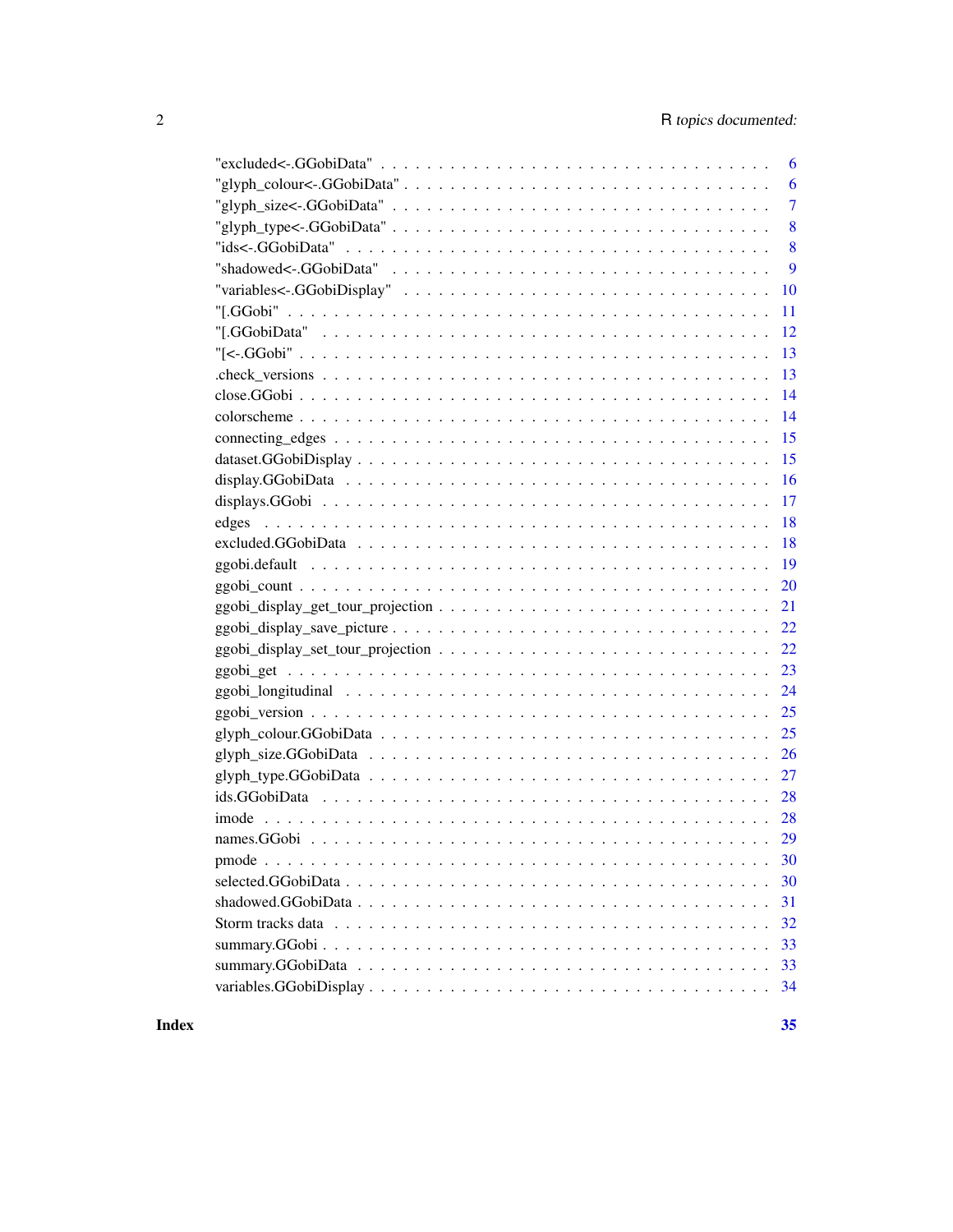| Topic | Page |
| --- | --- |
| "excluded<-.GGobiData" | 6 |
| "glyph_colour<-.GGobiData" | 6 |
| "glyph_size<-.GGobiData" | 7 |
| "glyph_type<-.GGobiData" | 8 |
| "ids<-.GGobiData" | 8 |
| "shadowed<-.GGobiData" | 9 |
| "variables<-.GGobiDisplay" | 10 |
| "[.GGobi" | 11 |
| "[.GGobiData" | 12 |
| "[<-.GGobi" | 13 |
| .check_versions | 13 |
| close.GGobi | 14 |
| colorscheme | 14 |
| connecting_edges | 15 |
| dataset.GGobiDisplay | 15 |
| display.GGobiData | 16 |
| displays.GGobi | 17 |
| edges | 18 |
| excluded.GGobiData | 18 |
| ggobi.default | 19 |
| ggobi_count | 20 |
| ggobi_display_get_tour_projection | 21 |
| ggobi_display_save_picture | 22 |
| ggobi_display_set_tour_projection | 22 |
| ggobi_get | 23 |
| ggobi_longitudinal | 24 |
| ggobi_version | 25 |
| glyph_colour.GGobiData | 25 |
| glyph_size.GGobiData | 26 |
| glyph_type.GGobiData | 27 |
| ids.GGobiData | 28 |
| imode | 28 |
| names.GGobi | 29 |
| pmode | 30 |
| selected.GGobiData | 30 |
| shadowed.GGobiData | 31 |
| Storm tracks data | 32 |
| summary.GGobi | 33 |
| summary.GGobiData | 33 |
| variables.GGobiDisplay | 34 |

**Index** **35**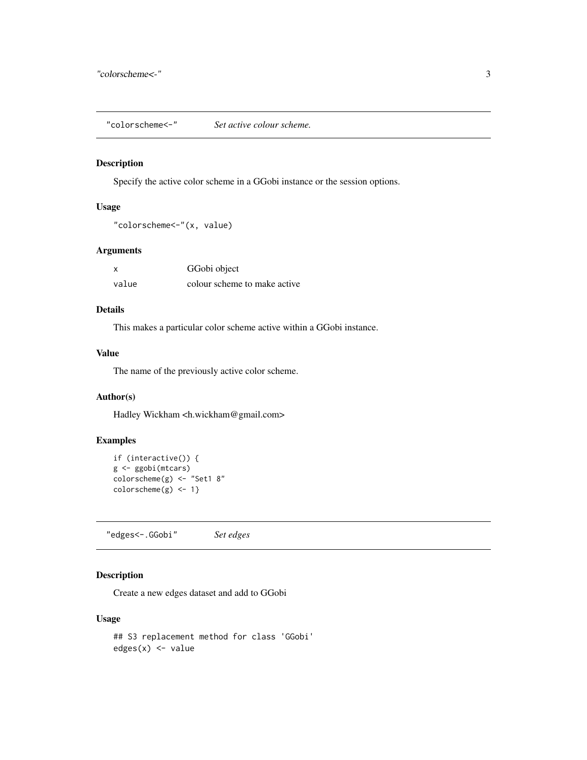## "colorscheme<-" *Set active colour scheme.*

### Description

Specify the active color scheme in a GGobi instance or the session options.

### Usage

```
"colorscheme<-"(x, value)
```

### Arguments

| | |
|---|---|
| x | GGobi object |
| value | colour scheme to make active |

### Details

This makes a particular color scheme active within a GGobi instance.

### Value

The name of the previously active color scheme.

### Author(s)

Hadley Wickham <h.wickham@gmail.com>

### Examples

```
if (interactive()) {
g <- ggobi(mtcars)
colorscheme(g) <- "Set1 8"
colorscheme(g) <- 1}
```

## "edges<-.GGobi" *Set edges*

### Description

Create a new edges dataset and add to GGobi

### Usage

```
## S3 replacement method for class 'GGobi'
edges(x) <- value
```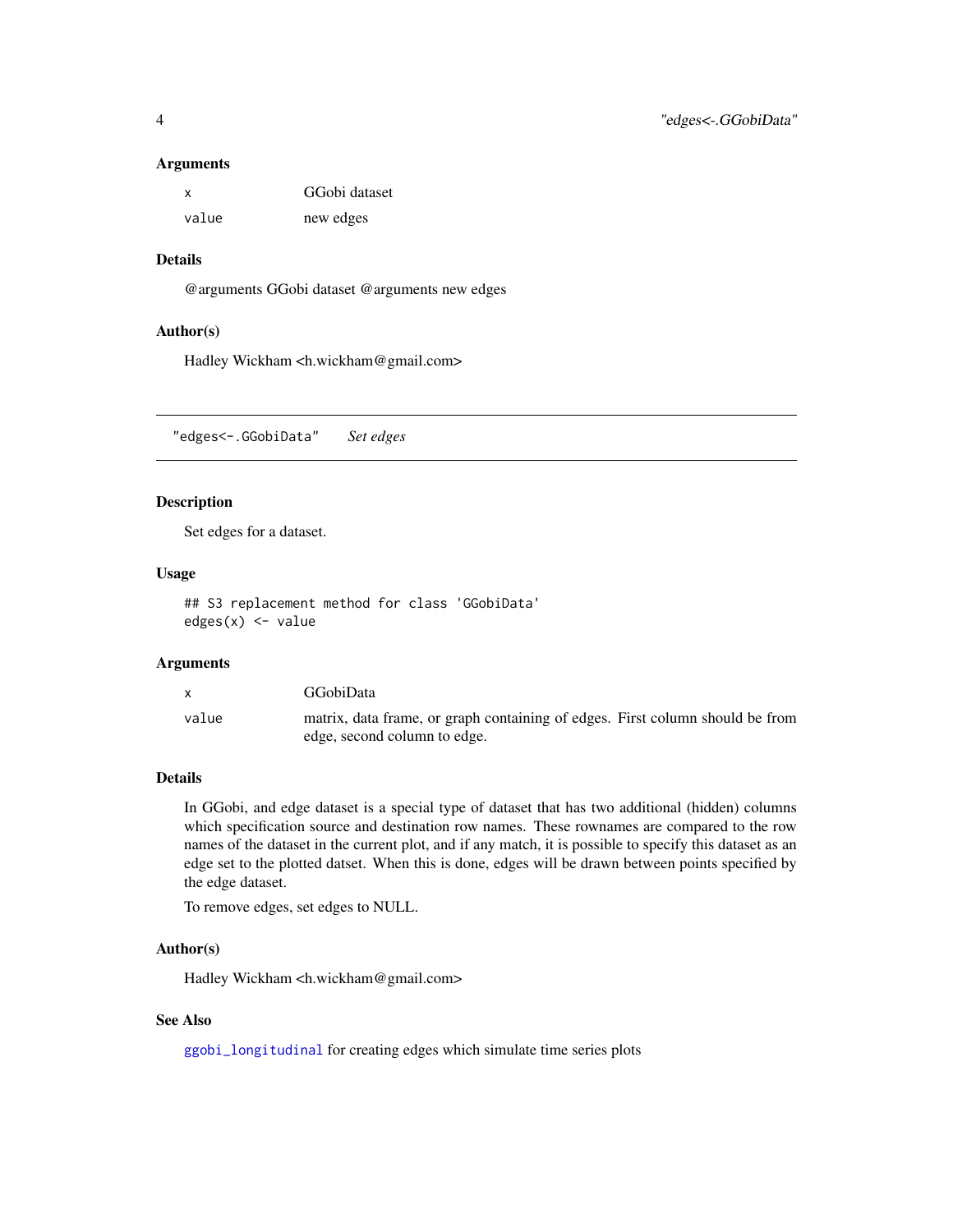## Arguments

| | |
|---|---|
| x | GGobi dataset |
| value | new edges |

## Details

@arguments GGobi dataset @arguments new edges

## Author(s)

Hadley Wickham <h.wickham@gmail.com>

---

# "edges<-.GGobiData" *Set edges*

## Description

Set edges for a dataset.

## Usage

```
## S3 replacement method for class 'GGobiData'
edges(x) <- value
```

## Arguments

| | |
|---|---|
| x | GGobiData |
| value | matrix, data frame, or graph containing of edges. First column should be from edge, second column to edge. |

## Details

In GGobi, and edge dataset is a special type of dataset that has two additional (hidden) columns which specification source and destination row names. These rownames are compared to the row names of the dataset in the current plot, and if any match, it is possible to specify this dataset as an edge set to the plotted datset. When this is done, edges will be drawn between points specified by the edge dataset.

To remove edges, set edges to NULL.

## Author(s)

Hadley Wickham <h.wickham@gmail.com>

## See Also

ggobi_longitudinal for creating edges which simulate time series plots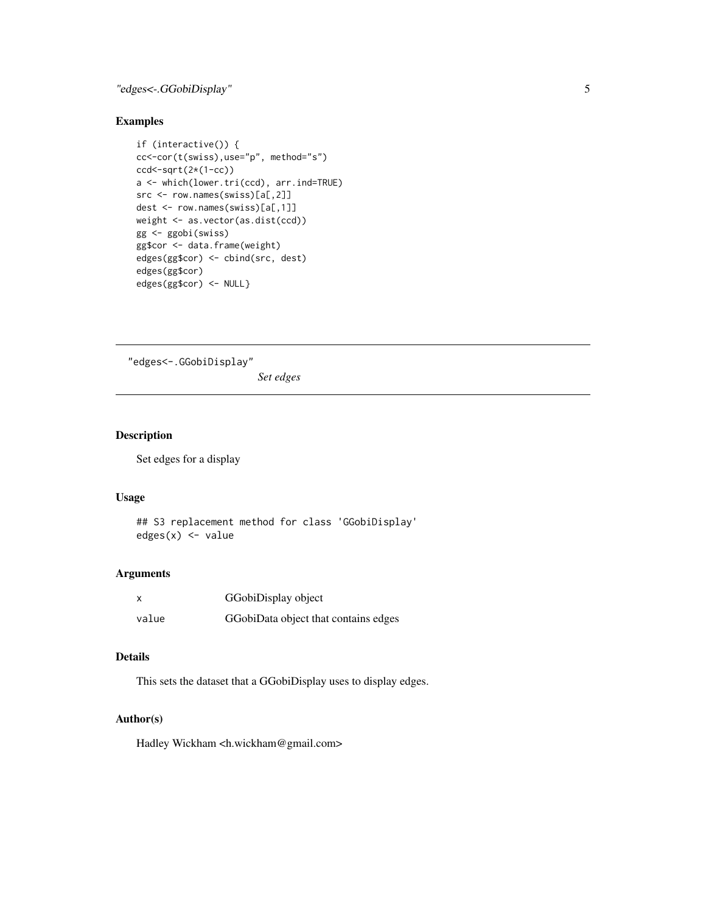## Examples

```
if (interactive()) {
cc<-cor(t(swiss),use="p", method="s")
ccd<-sqrt(2*(1-cc))
a <- which(lower.tri(ccd), arr.ind=TRUE)
src <- row.names(swiss)[a[,2]]
dest <- row.names(swiss)[a[,1]]
weight <- as.vector(as.dist(ccd))
gg <- ggobi(swiss)
gg$cor <- data.frame(weight)
edges(gg$cor) <- cbind(src, dest)
edges(gg$cor)
edges(gg$cor) <- NULL}
```

---

# "edges<-.GGobiDisplay" *Set edges*

---

## Description

Set edges for a display

## Usage

```
## S3 replacement method for class 'GGobiDisplay'
edges(x) <- value
```

## Arguments

| | |
|---|---|
| x | GGobiDisplay object |
| value | GGobiData object that contains edges |

## Details

This sets the dataset that a GGobiDisplay uses to display edges.

## Author(s)

Hadley Wickham <h.wickham@gmail.com>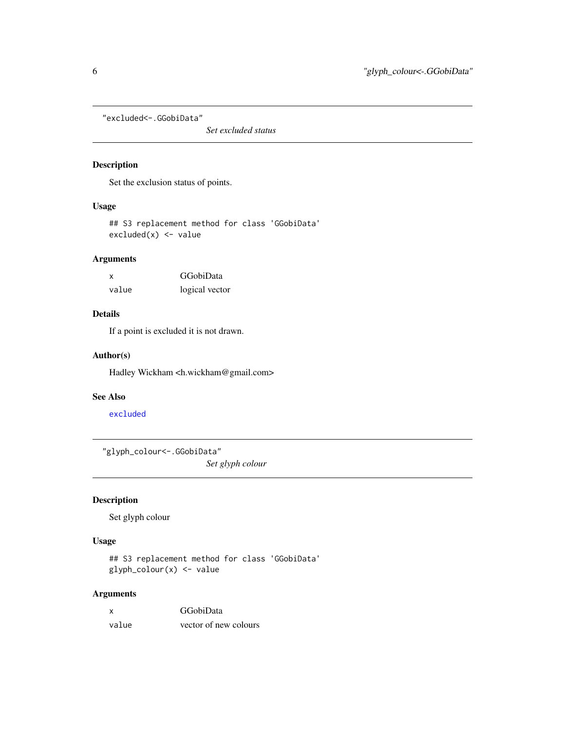## "excluded<-.GGobiData"

*Set excluded status*

### Description

Set the exclusion status of points.

### Usage

```
## S3 replacement method for class 'GGobiData'
excluded(x) <- value
```

### Arguments

| | |
|---|---|
| x | GGobiData |
| value | logical vector |

### Details

If a point is excluded it is not drawn.

### Author(s)

Hadley Wickham <h.wickham@gmail.com>

### See Also

excluded

## "glyph_colour<-.GGobiData"

*Set glyph colour*

### Description

Set glyph colour

### Usage

```
## S3 replacement method for class 'GGobiData'
glyph_colour(x) <- value
```

### Arguments

| | |
|---|---|
| x | GGobiData |
| value | vector of new colours |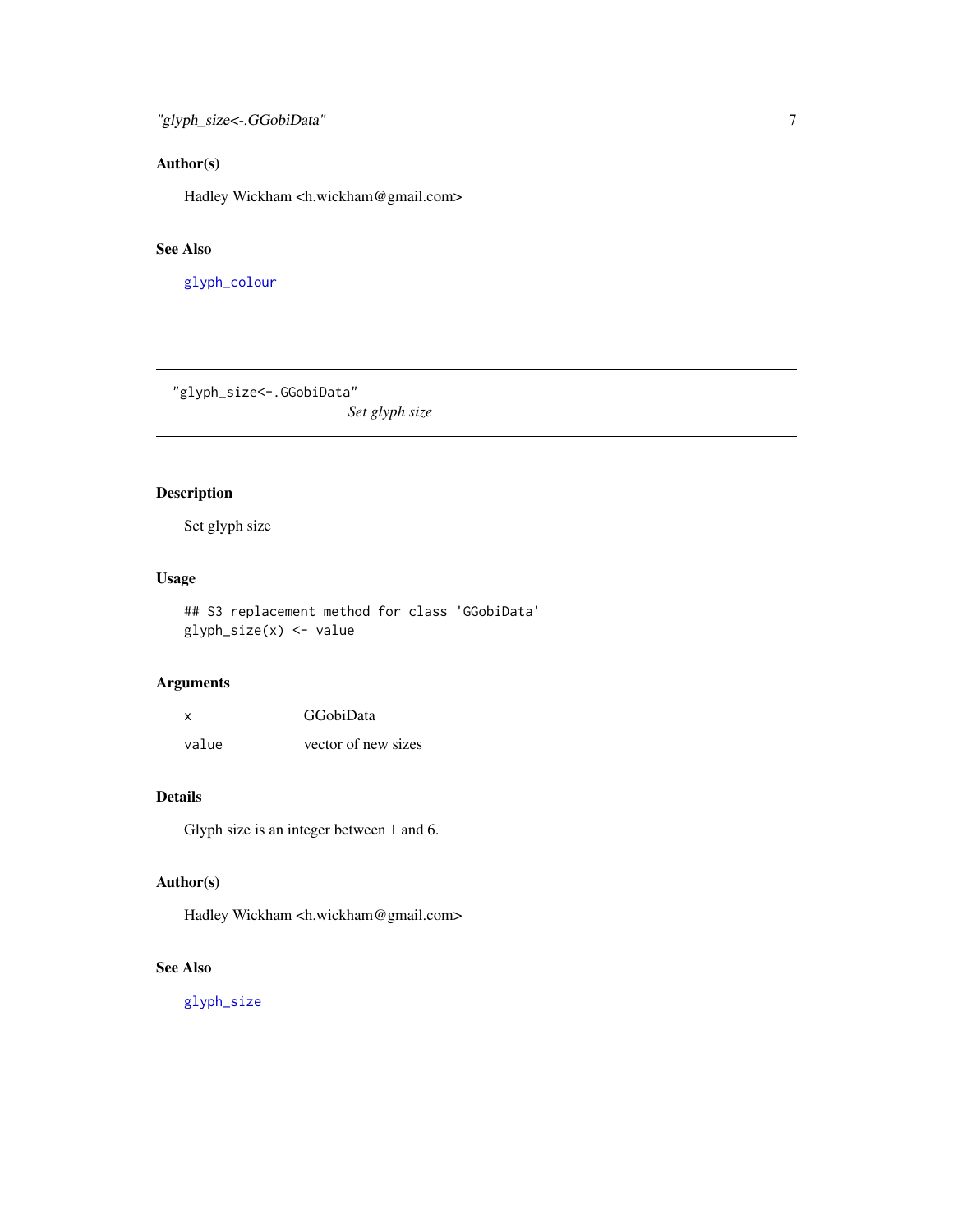## Author(s)

Hadley Wickham <h.wickham@gmail.com>

## See Also

glyph_colour

---

# "glyph_size<-.GGobiData"

*Set glyph size*

---

## Description

Set glyph size

## Usage

```
## S3 replacement method for class 'GGobiData'
glyph_size(x) <- value
```

## Arguments

| | |
|---|---|
| x | GGobiData |
| value | vector of new sizes |

## Details

Glyph size is an integer between 1 and 6.

## Author(s)

Hadley Wickham <h.wickham@gmail.com>

## See Also

glyph_size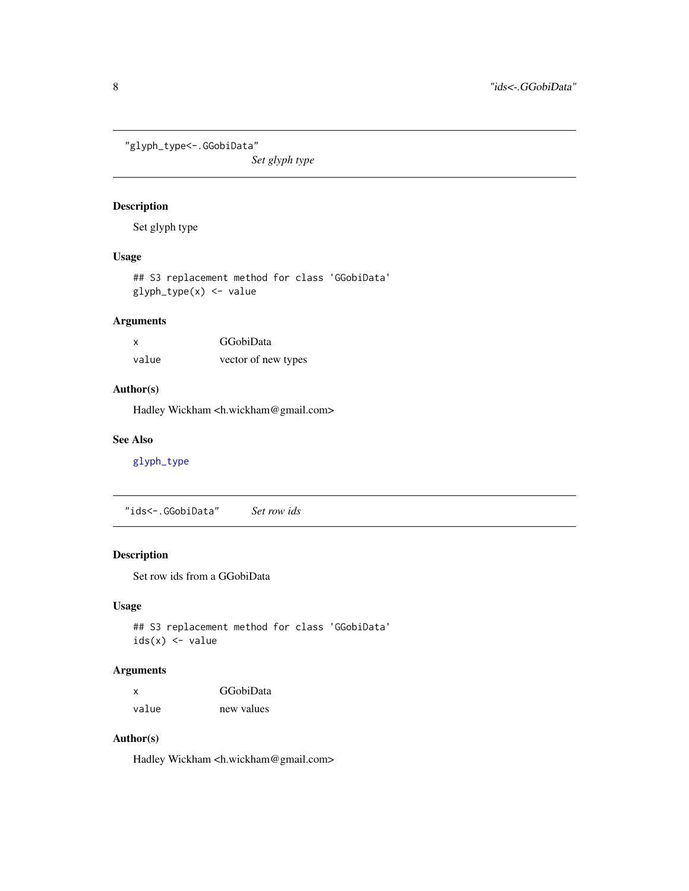## "glyph_type<-.GGobiData"

*Set glyph type*

### Description

Set glyph type

### Usage

```
## S3 replacement method for class 'GGobiData'
glyph_type(x) <- value
```

### Arguments

| | |
|---|---|
| x | GGobiData |
| value | vector of new types |

### Author(s)

Hadley Wickham <h.wickham@gmail.com>

### See Also

glyph_type

## "ids<-.GGobiData"

*Set row ids*

### Description

Set row ids from a GGobiData

### Usage

```
## S3 replacement method for class 'GGobiData'
ids(x) <- value
```

### Arguments

| | |
|---|---|
| x | GGobiData |
| value | new values |

### Author(s)

Hadley Wickham <h.wickham@gmail.com>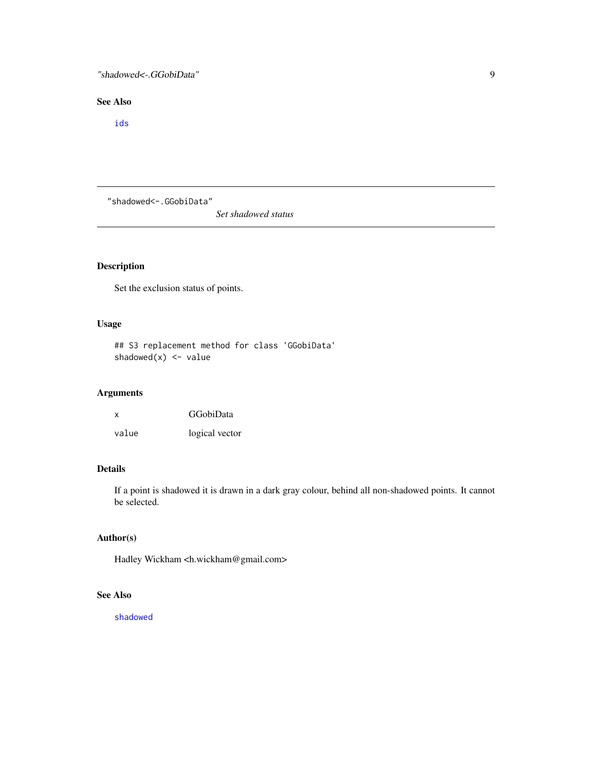## See Also

ids

---

`"shadowed<-.GGobiData"` *Set shadowed status*

---

## Description

Set the exclusion status of points.

## Usage

```
## S3 replacement method for class 'GGobiData'
shadowed(x) <- value
```

## Arguments

| | |
|---|---|
| `x` | GGobiData |
| `value` | logical vector |

## Details

If a point is shadowed it is drawn in a dark gray colour, behind all non-shadowed points. It cannot be selected.

## Author(s)

Hadley Wickham <h.wickham@gmail.com>

## See Also

shadowed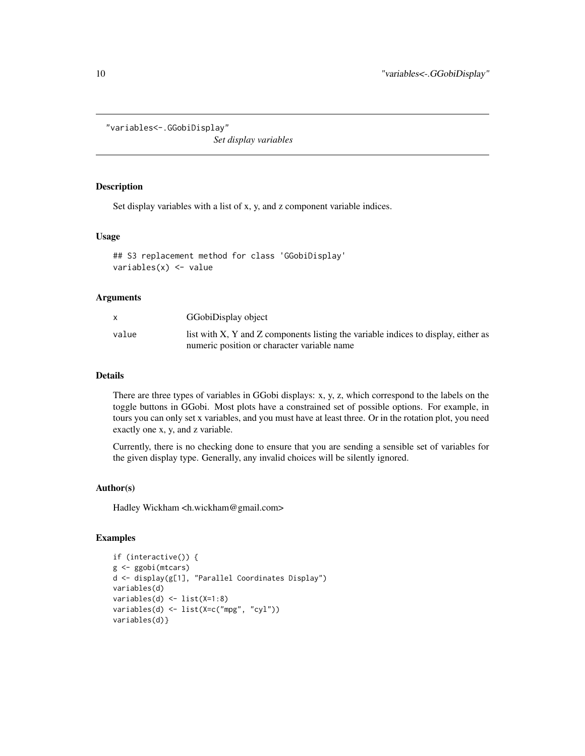"variables<-.GGobiDisplay"

*Set display variables*

## Description

Set display variables with a list of x, y, and z component variable indices.

## Usage

```
## S3 replacement method for class 'GGobiDisplay'
variables(x) <- value
```

## Arguments

| | |
|---|---|
| x | GGobiDisplay object |
| value | list with X, Y and Z components listing the variable indices to display, either as numeric position or character variable name |

## Details

There are three types of variables in GGobi displays: x, y, z, which correspond to the labels on the toggle buttons in GGobi. Most plots have a constrained set of possible options. For example, in tours you can only set x variables, and you must have at least three. Or in the rotation plot, you need exactly one x, y, and z variable.

Currently, there is no checking done to ensure that you are sending a sensible set of variables for the given display type. Generally, any invalid choices will be silently ignored.

## Author(s)

Hadley Wickham <h.wickham@gmail.com>

## Examples

```
if (interactive()) {
g <- ggobi(mtcars)
d <- display(g[1], "Parallel Coordinates Display")
variables(d)
variables(d) <- list(X=1:8)
variables(d) <- list(X=c("mpg", "cyl"))
variables(d)}
```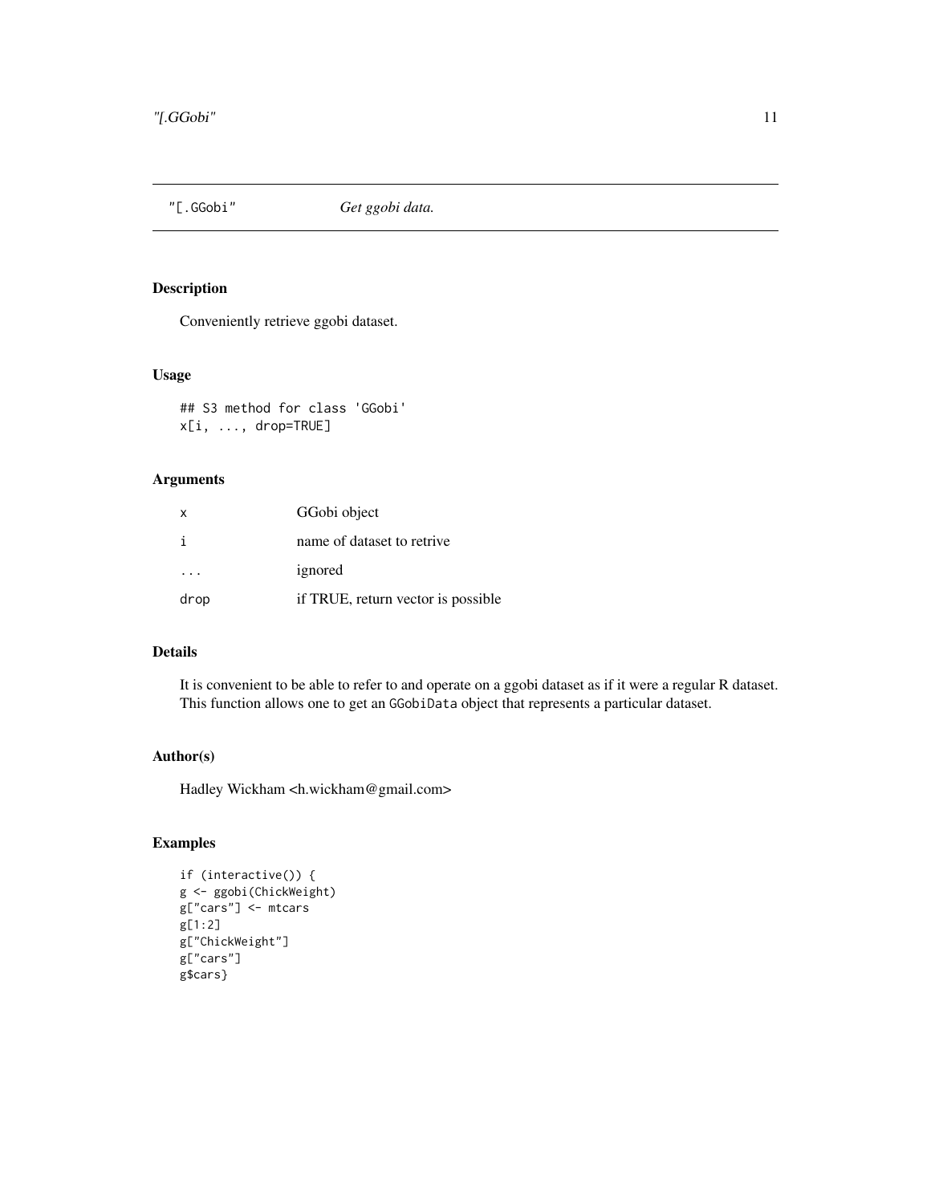"[.GGobi" *Get ggobi data.*

## Description

Conveniently retrieve ggobi dataset.

## Usage

```
## S3 method for class 'GGobi'
x[i, ..., drop=TRUE]
```

## Arguments

| | |
|---|---|
| x | GGobi object |
| i | name of dataset to retrive |
| ... | ignored |
| drop | if TRUE, return vector is possible |

## Details

It is convenient to be able to refer to and operate on a ggobi dataset as if it were a regular R dataset. This function allows one to get an `GGobiData` object that represents a particular dataset.

## Author(s)

Hadley Wickham <h.wickham@gmail.com>

## Examples

```
if (interactive()) {
g <- ggobi(ChickWeight)
g["cars"] <- mtcars
g[1:2]
g["ChickWeight"]
g["cars"]
g$cars}
```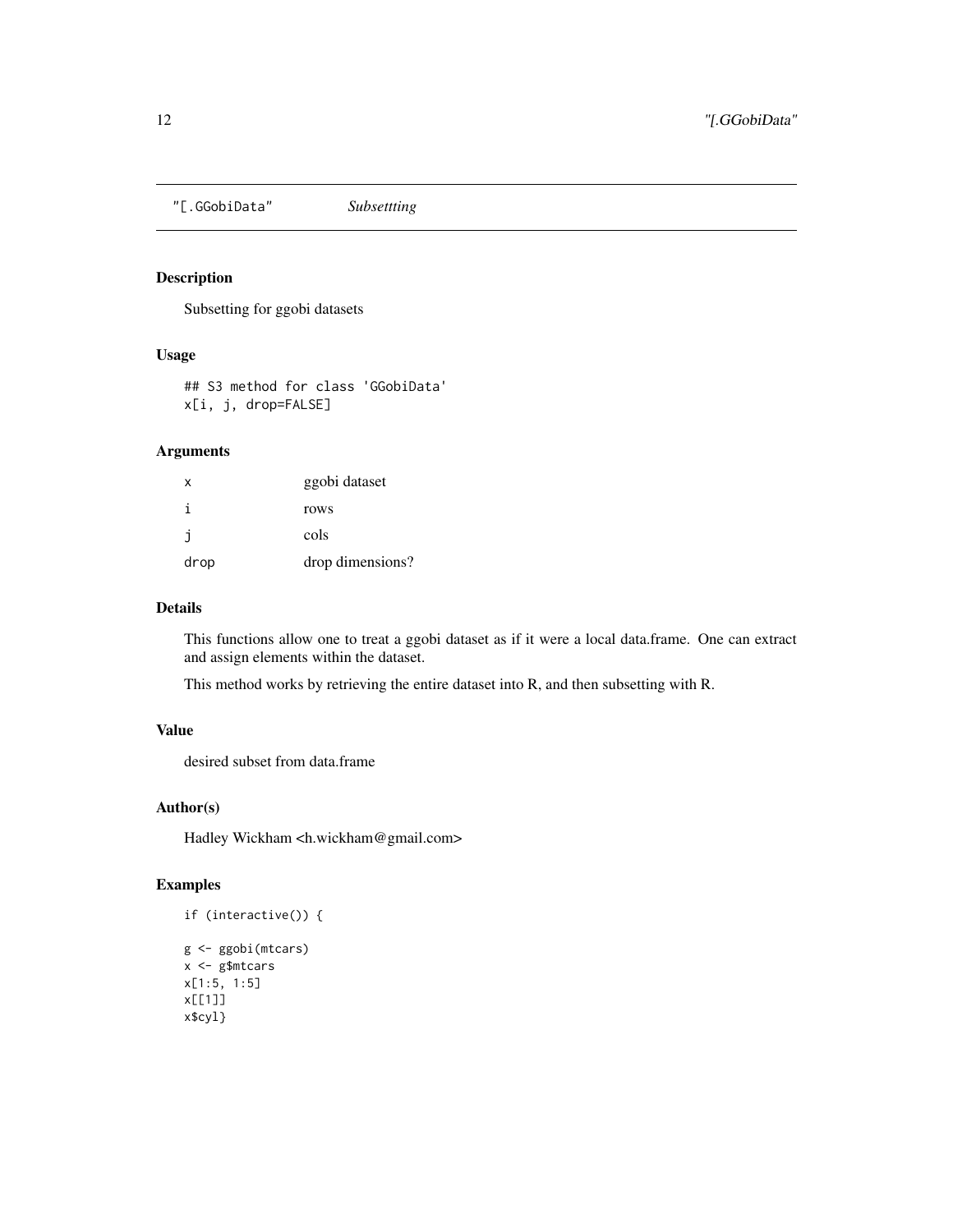"[.GGobiData" *Subsettting*

## Description

Subsetting for ggobi datasets

## Usage

```
## S3 method for class 'GGobiData'
x[i, j, drop=FALSE]
```

## Arguments

| | |
|---|---|
| x | ggobi dataset |
| i | rows |
| j | cols |
| drop | drop dimensions? |

## Details

This functions allow one to treat a ggobi dataset as if it were a local data.frame. One can extract and assign elements within the dataset.

This method works by retrieving the entire dataset into R, and then subsetting with R.

## Value

desired subset from data.frame

## Author(s)

Hadley Wickham <h.wickham@gmail.com>

## Examples

```
if (interactive()) {

g <- ggobi(mtcars)
x <- g$mtcars
x[1:5, 1:5]
x[[1]]
x$cyl}
```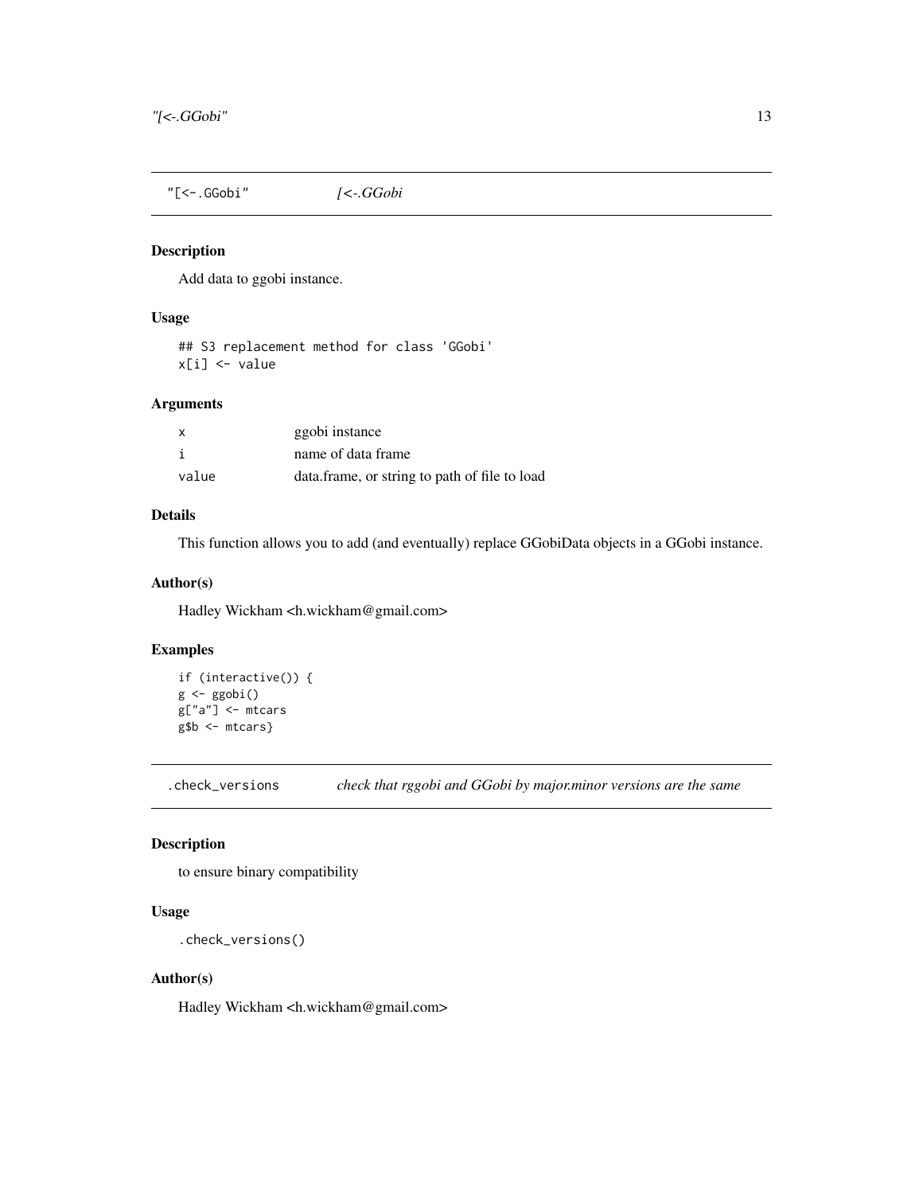## "[<-.GGobi" *[<-.GGobi*

### Description

Add data to ggobi instance.

### Usage

```
## S3 replacement method for class 'GGobi'
x[i] <- value
```

### Arguments

| | |
|---|---|
| x | ggobi instance |
| i | name of data frame |
| value | data.frame, or string to path of file to load |

### Details

This function allows you to add (and eventually) replace GGobiData objects in a GGobi instance.

### Author(s)

Hadley Wickham <h.wickham@gmail.com>

### Examples

```
if (interactive()) {
g <- ggobi()
g["a"] <- mtcars
g$b <- mtcars}
```

## .check_versions *check that rggobi and GGobi by major.minor versions are the same*

### Description

to ensure binary compatibility

### Usage

```
.check_versions()
```

### Author(s)

Hadley Wickham <h.wickham@gmail.com>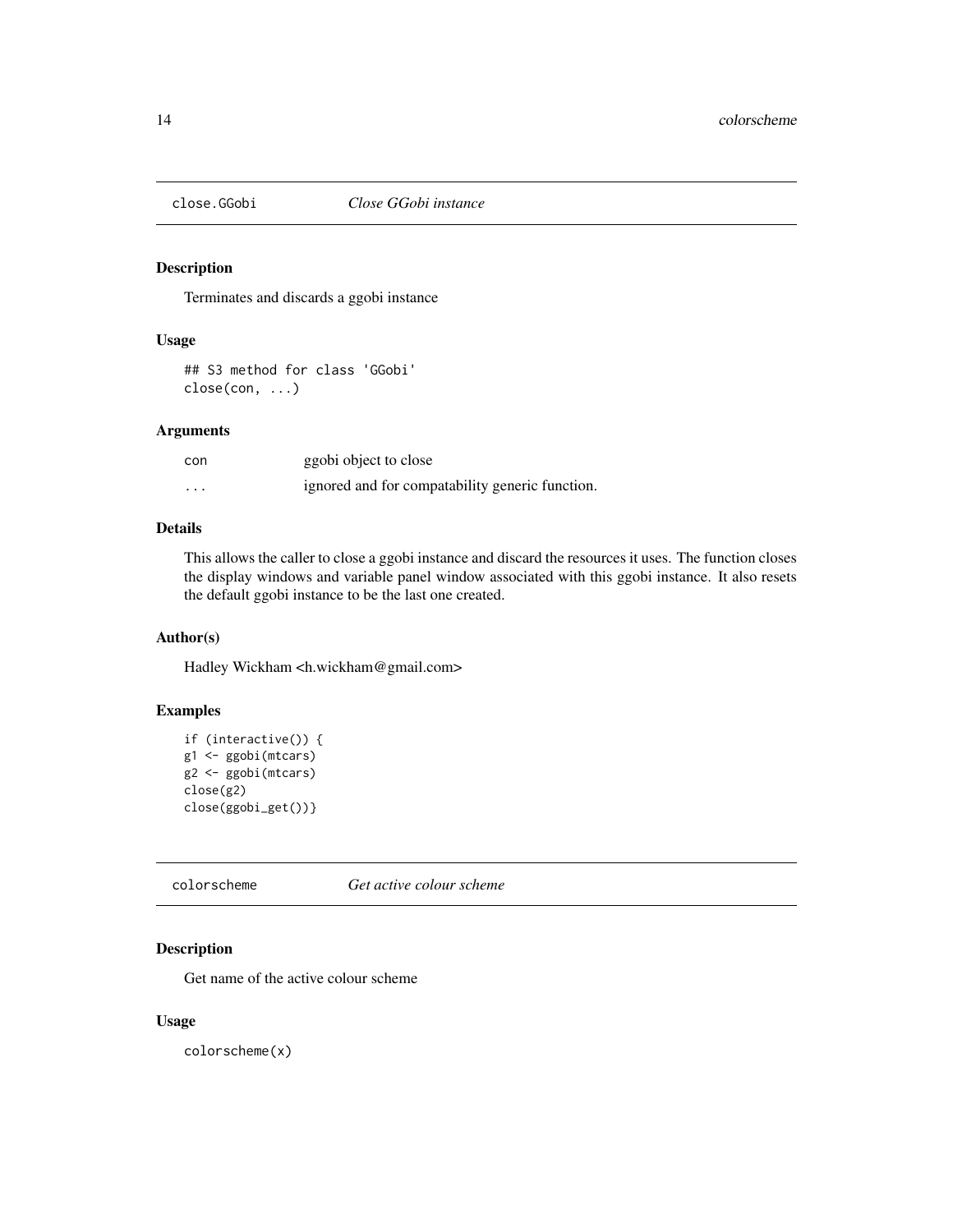## close.GGobi *Close GGobi instance*

### Description

Terminates and discards a ggobi instance

### Usage

```
## S3 method for class 'GGobi'
close(con, ...)
```

### Arguments

| | |
|---|---|
| con | ggobi object to close |
| ... | ignored and for compatability generic function. |

### Details

This allows the caller to close a ggobi instance and discard the resources it uses. The function closes the display windows and variable panel window associated with this ggobi instance. It also resets the default ggobi instance to be the last one created.

### Author(s)

Hadley Wickham <h.wickham@gmail.com>

### Examples

```
if (interactive()) {
g1 <- ggobi(mtcars)
g2 <- ggobi(mtcars)
close(g2)
close(ggobi_get())}
```

## colorscheme *Get active colour scheme*

### Description

Get name of the active colour scheme

### Usage

```
colorscheme(x)
```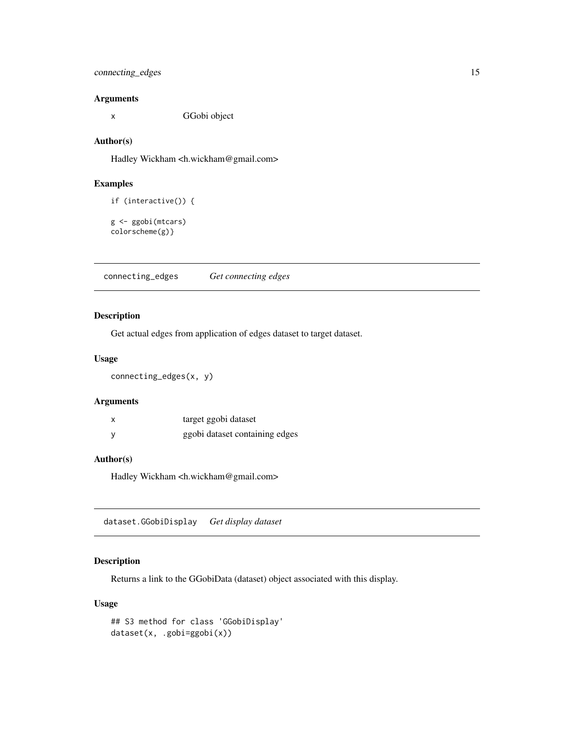## Arguments

| | |
|---|---|
| `x` | GGobi object |

## Author(s)

Hadley Wickham <h.wickham@gmail.com>

## Examples

```
if (interactive()) {

g <- ggobi(mtcars)
colorscheme(g)}
```

---

# connecting_edges    *Get connecting edges*

---

## Description

Get actual edges from application of edges dataset to target dataset.

## Usage

```
connecting_edges(x, y)
```

## Arguments

| | |
|---|---|
| `x` | target ggobi dataset |
| `y` | ggobi dataset containing edges |

## Author(s)

Hadley Wickham <h.wickham@gmail.com>

---

# dataset.GGobiDisplay    *Get display dataset*

---

## Description

Returns a link to the GGobiData (dataset) object associated with this display.

## Usage

```
## S3 method for class 'GGobiDisplay'
dataset(x, .gobi=ggobi(x))
```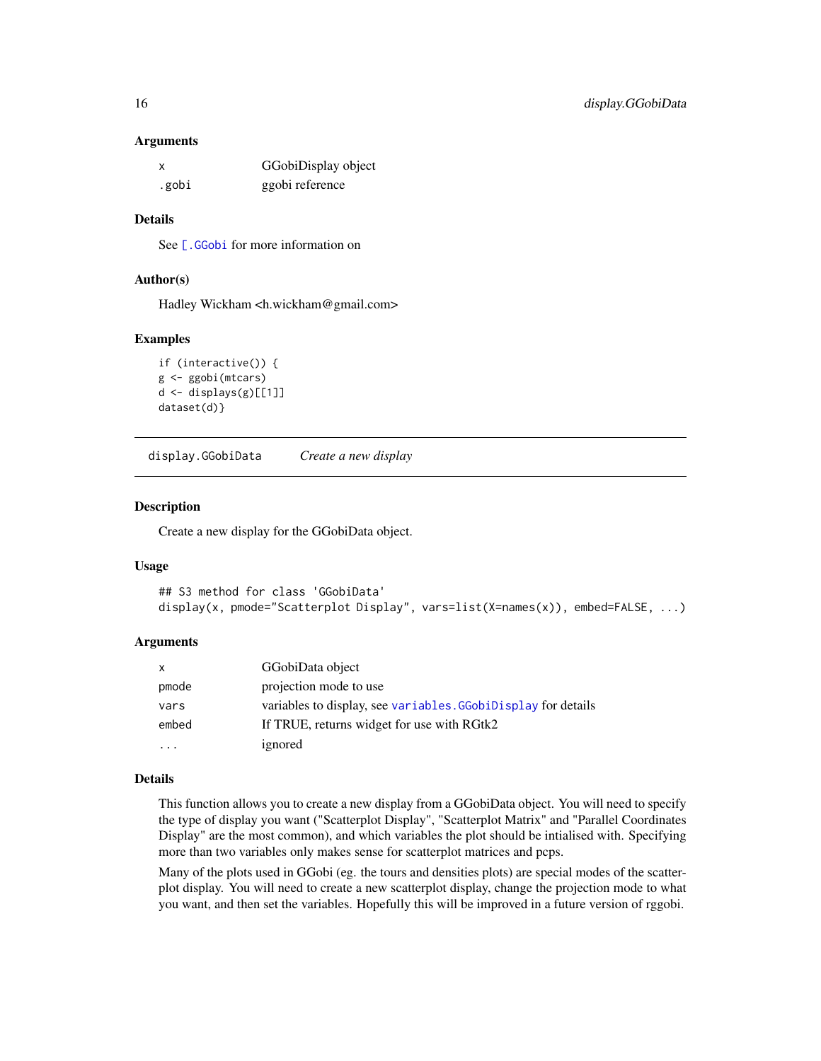### Arguments

| | |
|---|---|
| x | GGobiDisplay object |
| .gobi | ggobi reference |

### Details

See [.GGobi for more information on

### Author(s)

Hadley Wickham <h.wickham@gmail.com>

### Examples

```
if (interactive()) {
g <- ggobi(mtcars)
d <- displays(g)[[1]]
dataset(d)}
```

---

## display.GGobiData *Create a new display*

### Description

Create a new display for the GGobiData object.

### Usage

```
## S3 method for class 'GGobiData'
display(x, pmode="Scatterplot Display", vars=list(X=names(x)), embed=FALSE, ...)
```

### Arguments

| | |
|---|---|
| x | GGobiData object |
| pmode | projection mode to use |
| vars | variables to display, see variables.GGobiDisplay for details |
| embed | If TRUE, returns widget for use with RGtk2 |
| ... | ignored |

### Details

This function allows you to create a new display from a GGobiData object. You will need to specify the type of display you want ("Scatterplot Display", "Scatterplot Matrix" and "Parallel Coordinates Display" are the most common), and which variables the plot should be intialised with. Specifying more than two variables only makes sense for scatterplot matrices and pcps.

Many of the plots used in GGobi (eg. the tours and densities plots) are special modes of the scatterplot display. You will need to create a new scatterplot display, change the projection mode to what you want, and then set the variables. Hopefully this will be improved in a future version of rggobi.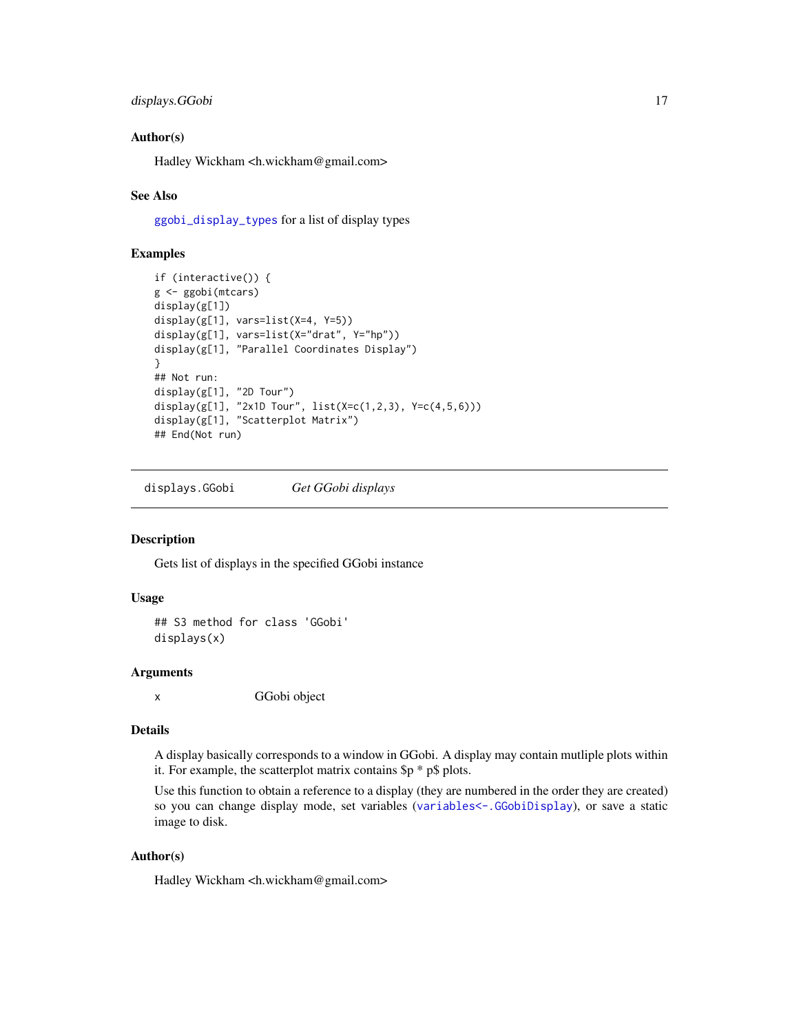### Author(s)

Hadley Wickham <h.wickham@gmail.com>

### See Also

`ggobi_display_types` for a list of display types

### Examples

```
if (interactive()) {
g <- ggobi(mtcars)
display(g[1])
display(g[1], vars=list(X=4, Y=5))
display(g[1], vars=list(X="drat", Y="hp"))
display(g[1], "Parallel Coordinates Display")
}
## Not run:
display(g[1], "2D Tour")
display(g[1], "2x1D Tour", list(X=c(1,2,3), Y=c(4,5,6)))
display(g[1], "Scatterplot Matrix")
## End(Not run)
```

---

## displays.GGobi — *Get GGobi displays*

### Description

Gets list of displays in the specified GGobi instance

### Usage

```
## S3 method for class 'GGobi'
displays(x)
```

### Arguments

| | |
|---|---|
| x | GGobi object |

### Details

A display basically corresponds to a window in GGobi. A display may contain mutliple plots within it. For example, the scatterplot matrix contains $p * p$ plots.

Use this function to obtain a reference to a display (they are numbered in the order they are created) so you can change display mode, set variables (`variables<-.GGobiDisplay`), or save a static image to disk.

### Author(s)

Hadley Wickham <h.wickham@gmail.com>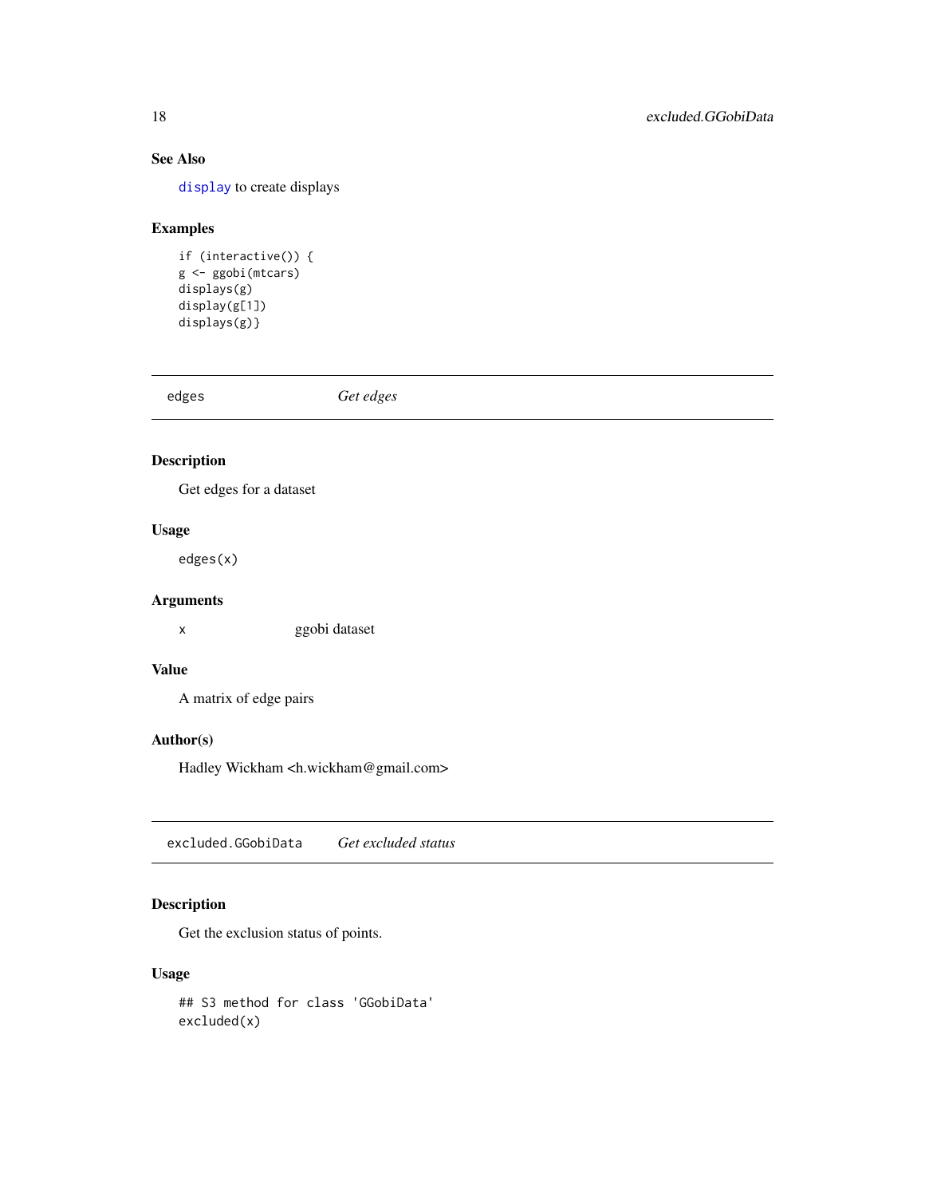### See Also

`display` to create displays

### Examples

```
if (interactive()) {
g <- ggobi(mtcars)
displays(g)
display(g[1])
displays(g)}
```

---

## edges *Get edges*

---

### Description

Get edges for a dataset

### Usage

```
edges(x)
```

### Arguments

| | |
|---|---|
| x | ggobi dataset |

### Value

A matrix of edge pairs

### Author(s)

Hadley Wickham <h.wickham@gmail.com>

---

## excluded.GGobiData *Get excluded status*

---

### Description

Get the exclusion status of points.

### Usage

```
## S3 method for class 'GGobiData'
excluded(x)
```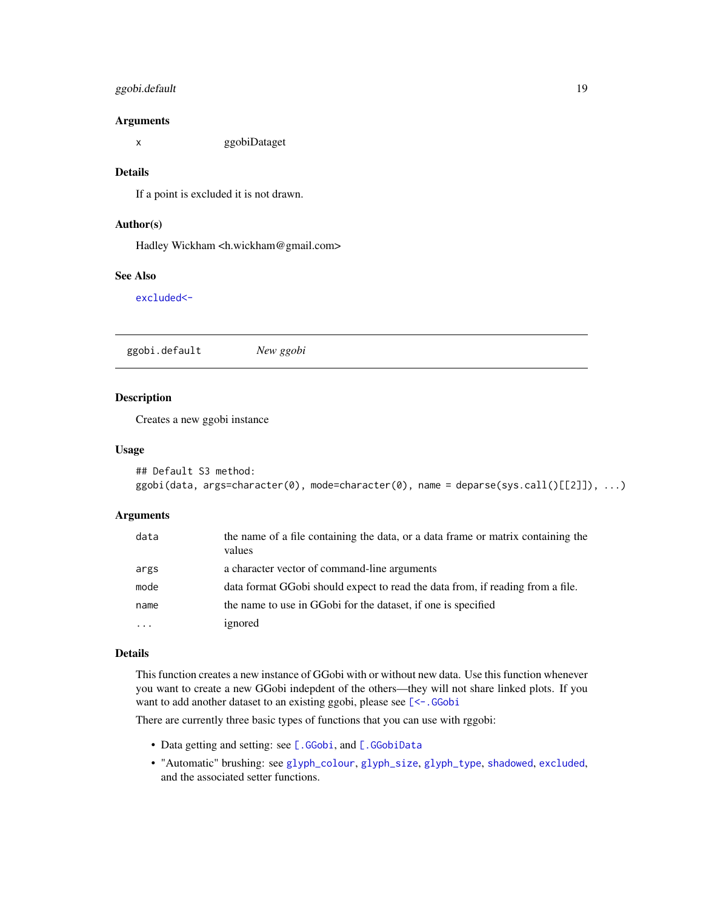### Arguments

| | |
|---|---|
| `x` | ggobiDataget |

### Details

If a point is excluded it is not drawn.

### Author(s)

Hadley Wickham <h.wickham@gmail.com>

### See Also

`excluded<-`

---

## ggobi.default — *New ggobi*

---

### Description

Creates a new ggobi instance

### Usage

```
## Default S3 method:
ggobi(data, args=character(0), mode=character(0), name = deparse(sys.call()[[2]]), ...)
```

### Arguments

| | |
|---|---|
| `data` | the name of a file containing the data, or a data frame or matrix containing the values |
| `args` | a character vector of command-line arguments |
| `mode` | data format GGobi should expect to read the data from, if reading from a file. |
| `name` | the name to use in GGobi for the dataset, if one is specified |
| `...` | ignored |

### Details

This function creates a new instance of GGobi with or without new data. Use this function whenever you want to create a new GGobi indepdent of the others—they will not share linked plots. If you want to add another dataset to an existing ggobi, please see `[<-.GGobi`

There are currently three basic types of functions that you can use with rggobi:

- Data getting and setting: see `[.GGobi`, and `[.GGobiData`
- "Automatic" brushing: see `glyph_colour`, `glyph_size`, `glyph_type`, `shadowed`, `excluded`, and the associated setter functions.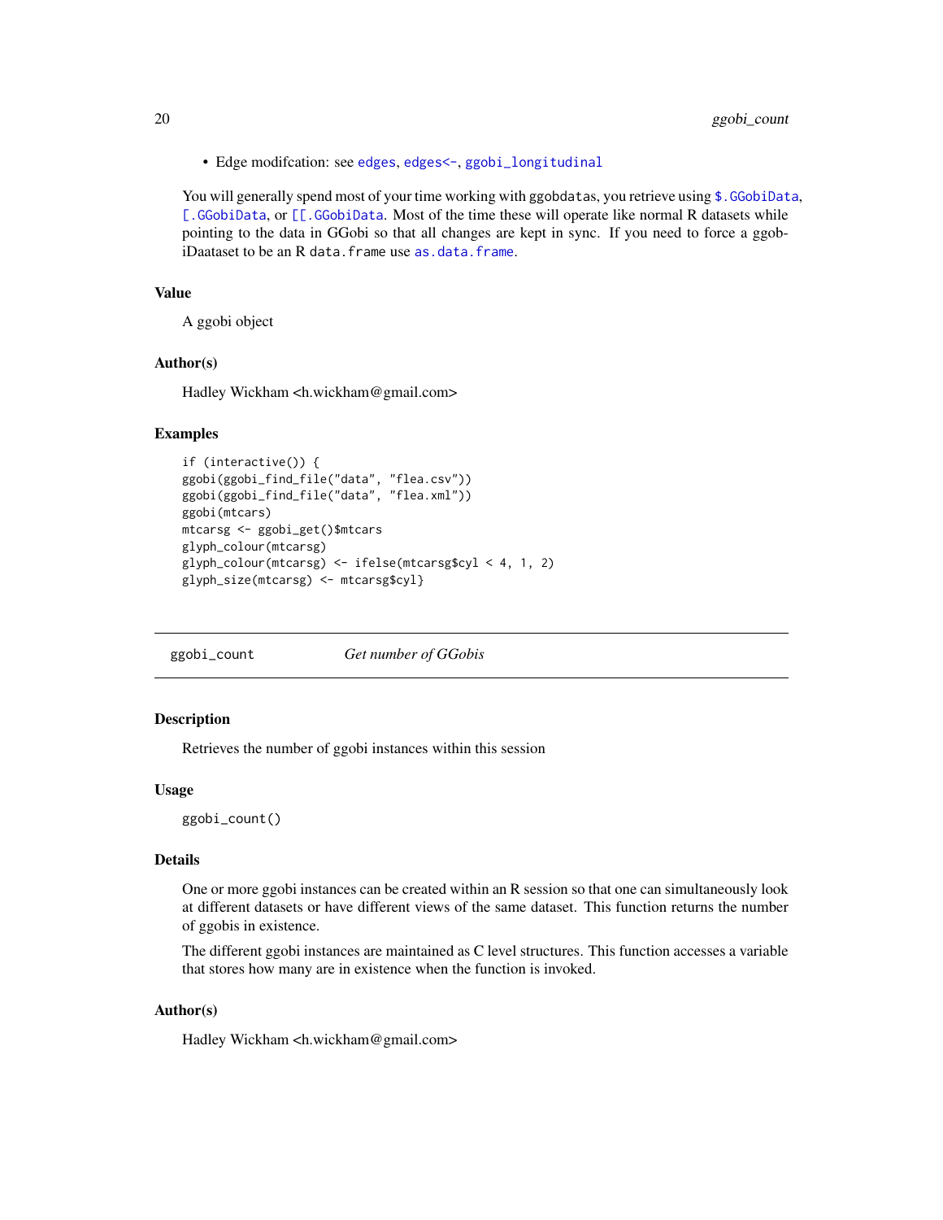- Edge modifcation: see `edges`, `edges<-`, `ggobi_longitudinal`

You will generally spend most of your time working with ggobdatas, you retrieve using `$.GGobiData`, `[.GGobiData`, or `[[.GGobiData`. Most of the time these will operate like normal R datasets while pointing to the data in GGobi so that all changes are kept in sync. If you need to force a ggobiDaataset to be an R `data.frame` use `as.data.frame`.

### Value

A ggobi object

### Author(s)

Hadley Wickham <h.wickham@gmail.com>

### Examples

```
if (interactive()) {
ggobi(ggobi_find_file("data", "flea.csv"))
ggobi(ggobi_find_file("data", "flea.xml"))
ggobi(mtcars)
mtcarsg <- ggobi_get()$mtcars
glyph_colour(mtcarsg)
glyph_colour(mtcarsg) <- ifelse(mtcarsg$cyl < 4, 1, 2)
glyph_size(mtcarsg) <- mtcarsg$cyl}
```

---

## ggobi_count — *Get number of GGobis*

### Description

Retrieves the number of ggobi instances within this session

### Usage

```
ggobi_count()
```

### Details

One or more ggobi instances can be created within an R session so that one can simultaneously look at different datasets or have different views of the same dataset. This function returns the number of ggobis in existence.

The different ggobi instances are maintained as C level structures. This function accesses a variable that stores how many are in existence when the function is invoked.

### Author(s)

Hadley Wickham <h.wickham@gmail.com>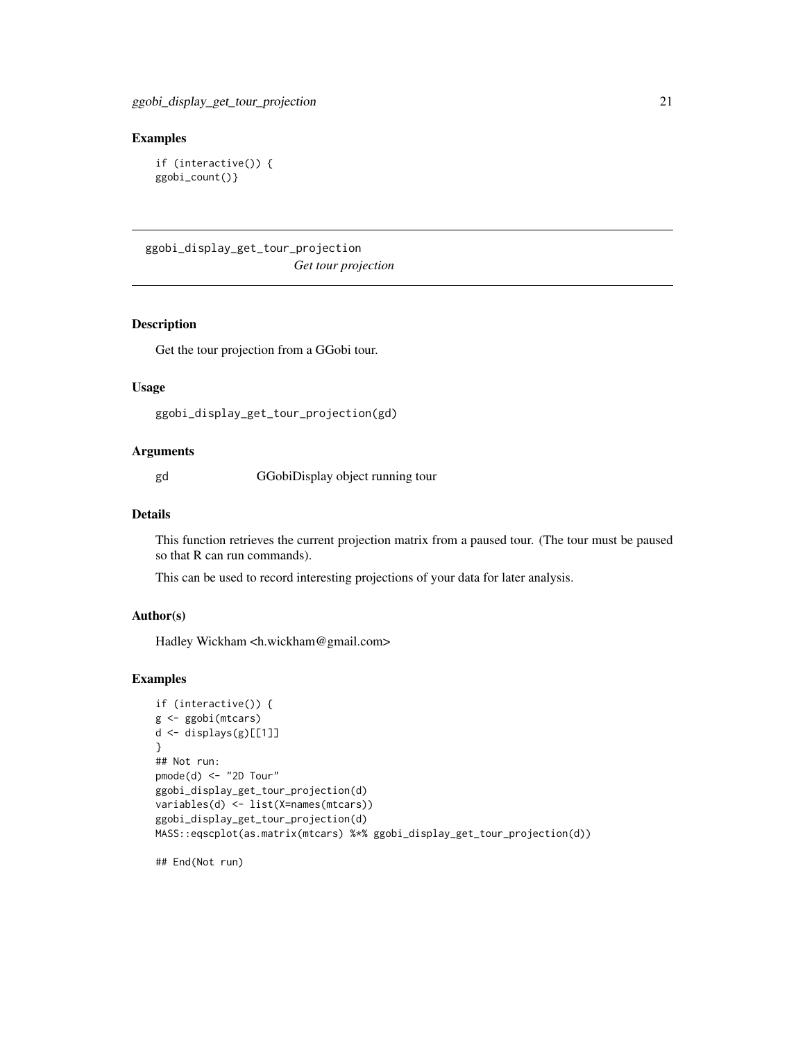## Examples

```
if (interactive()) {
ggobi_count()}
```

---

# ggobi_display_get_tour_projection

*Get tour projection*

---

## Description

Get the tour projection from a GGobi tour.

## Usage

```
ggobi_display_get_tour_projection(gd)
```

## Arguments

| | |
|---|---|
| gd | GGobiDisplay object running tour |

## Details

This function retrieves the current projection matrix from a paused tour. (The tour must be paused so that R can run commands).

This can be used to record interesting projections of your data for later analysis.

## Author(s)

Hadley Wickham <h.wickham@gmail.com>

## Examples

```
if (interactive()) {
g <- ggobi(mtcars)
d <- displays(g)[[1]]
}
## Not run:
pmode(d) <- "2D Tour"
ggobi_display_get_tour_projection(d)
variables(d) <- list(X=names(mtcars))
ggobi_display_get_tour_projection(d)
MASS::eqscplot(as.matrix(mtcars) %*% ggobi_display_get_tour_projection(d))

## End(Not run)
```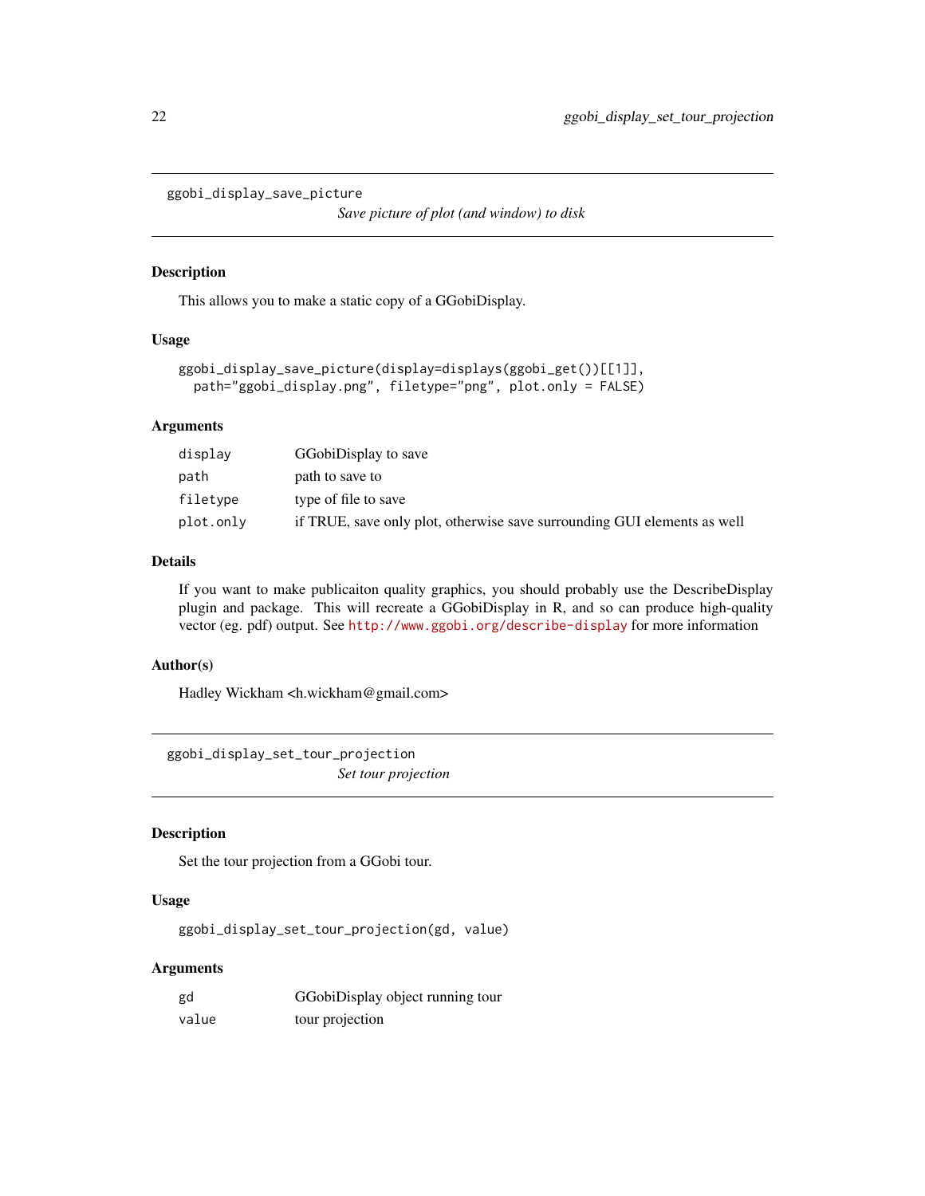## ggobi_display_save_picture

*Save picture of plot (and window) to disk*

### Description

This allows you to make a static copy of a GGobiDisplay.

### Usage

```
ggobi_display_save_picture(display=displays(ggobi_get())[[1]],
  path="ggobi_display.png", filetype="png", plot.only = FALSE)
```

### Arguments

| | |
|---|---|
| display | GGobiDisplay to save |
| path | path to save to |
| filetype | type of file to save |
| plot.only | if TRUE, save only plot, otherwise save surrounding GUI elements as well |

### Details

If you want to make publicaiton quality graphics, you should probably use the DescribeDisplay plugin and package. This will recreate a GGobiDisplay in R, and so can produce high-quality vector (eg. pdf) output. See http://www.ggobi.org/describe-display for more information

### Author(s)

Hadley Wickham <h.wickham@gmail.com>

## ggobi_display_set_tour_projection

*Set tour projection*

### Description

Set the tour projection from a GGobi tour.

### Usage

```
ggobi_display_set_tour_projection(gd, value)
```

### Arguments

| | |
|---|---|
| gd | GGobiDisplay object running tour |
| value | tour projection |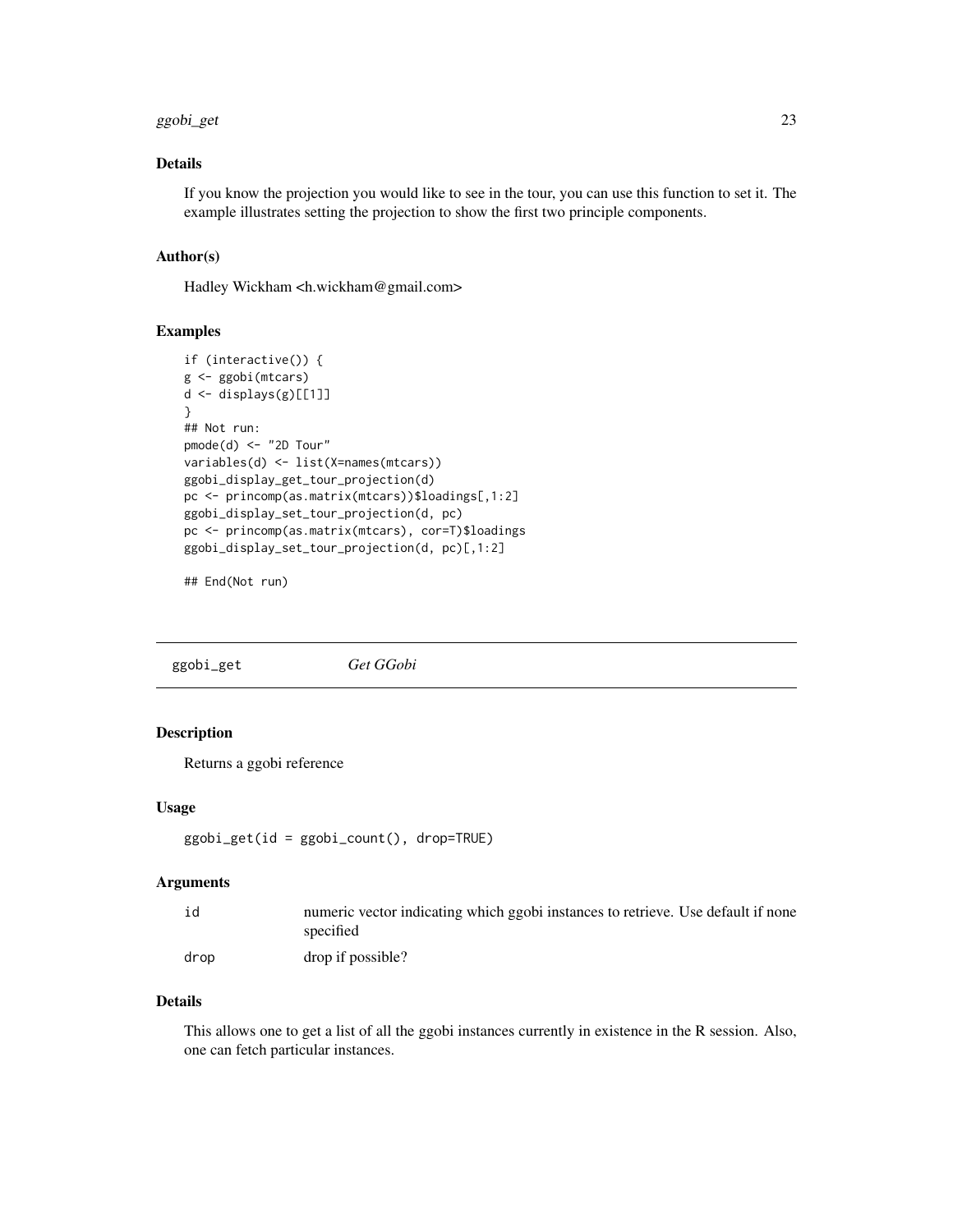### Details

If you know the projection you would like to see in the tour, you can use this function to set it. The example illustrates setting the projection to show the first two principle components.

### Author(s)

Hadley Wickham <h.wickham@gmail.com>

### Examples

```
if (interactive()) {
g <- ggobi(mtcars)
d <- displays(g)[[1]]
}
## Not run:
pmode(d) <- "2D Tour"
variables(d) <- list(X=names(mtcars))
ggobi_display_get_tour_projection(d)
pc <- princomp(as.matrix(mtcars))$loadings[,1:2]
ggobi_display_set_tour_projection(d, pc)
pc <- princomp(as.matrix(mtcars), cor=T)$loadings
ggobi_display_set_tour_projection(d, pc)[,1:2]

## End(Not run)
```

---

## ggobi_get — *Get GGobi*

### Description

Returns a ggobi reference

### Usage

```
ggobi_get(id = ggobi_count(), drop=TRUE)
```

### Arguments

| | |
|---|---|
| id | numeric vector indicating which ggobi instances to retrieve. Use default if none specified |
| drop | drop if possible? |

### Details

This allows one to get a list of all the ggobi instances currently in existence in the R session. Also, one can fetch particular instances.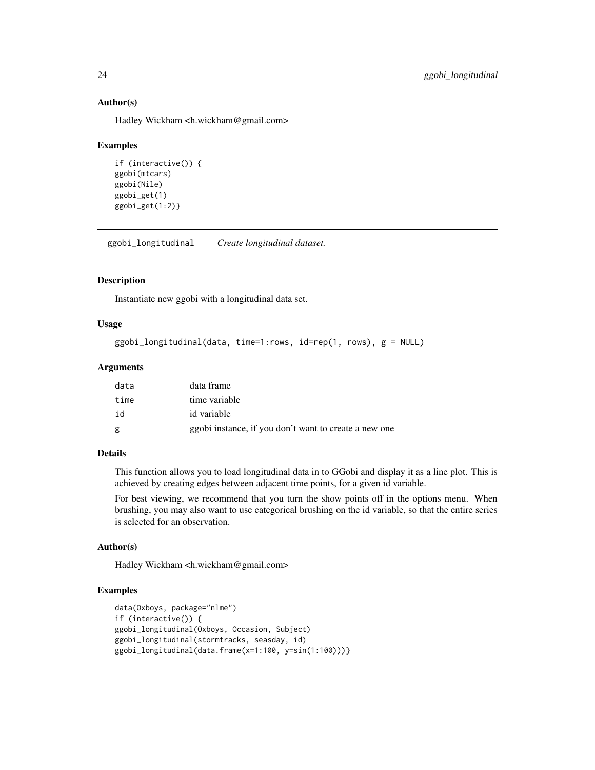### Author(s)

Hadley Wickham <h.wickham@gmail.com>

### Examples

```
if (interactive()) {
ggobi(mtcars)
ggobi(Nile)
ggobi_get(1)
ggobi_get(1:2)}
```

---

## ggobi_longitudinal    *Create longitudinal dataset.*

---

### Description

Instantiate new ggobi with a longitudinal data set.

### Usage

```
ggobi_longitudinal(data, time=1:rows, id=rep(1, rows), g = NULL)
```

### Arguments

| | |
|---|---|
| data | data frame |
| time | time variable |
| id | id variable |
| g | ggobi instance, if you don't want to create a new one |

### Details

This function allows you to load longitudinal data in to GGobi and display it as a line plot. This is achieved by creating edges between adjacent time points, for a given id variable.

For best viewing, we recommend that you turn the show points off in the options menu. When brushing, you may also want to use categorical brushing on the id variable, so that the entire series is selected for an observation.

### Author(s)

Hadley Wickham <h.wickham@gmail.com>

### Examples

```
data(Oxboys, package="nlme")
if (interactive()) {
ggobi_longitudinal(Oxboys, Occasion, Subject)
ggobi_longitudinal(stormtracks, seasday, id)
ggobi_longitudinal(data.frame(x=1:100, y=sin(1:100)))}
```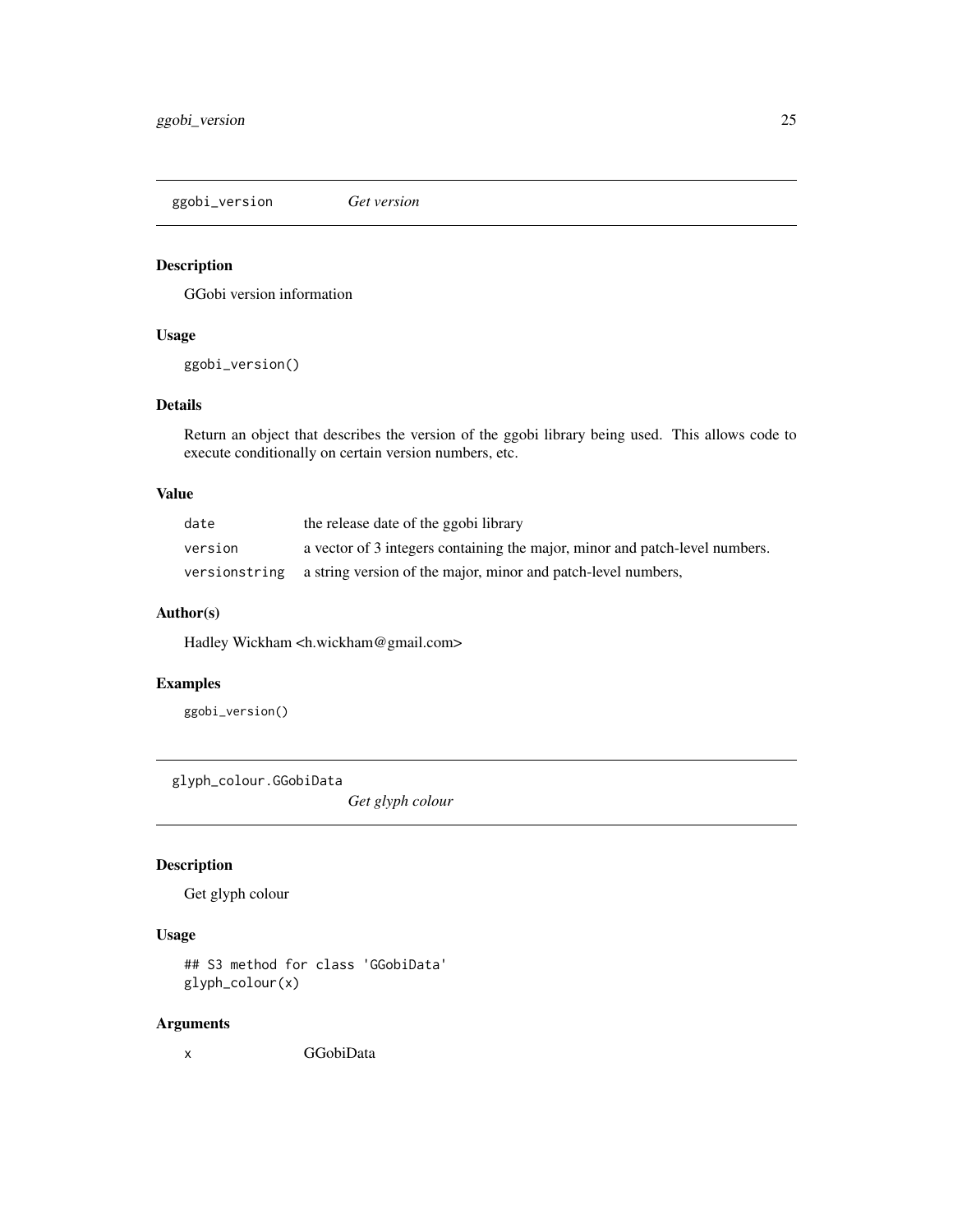## ggobi_version *Get version*

### Description

GGobi version information

### Usage

```
ggobi_version()
```

### Details

Return an object that describes the version of the ggobi library being used. This allows code to execute conditionally on certain version numbers, etc.

### Value

| | |
|---|---|
| date | the release date of the ggobi library |
| version | a vector of 3 integers containing the major, minor and patch-level numbers. |
| versionstring | a string version of the major, minor and patch-level numbers, |

### Author(s)

Hadley Wickham <h.wickham@gmail.com>

### Examples

```
ggobi_version()
```

## glyph_colour.GGobiData *Get glyph colour*

### Description

Get glyph colour

### Usage

```
## S3 method for class 'GGobiData'
glyph_colour(x)
```

### Arguments

| | |
|---|---|
| x | GGobiData |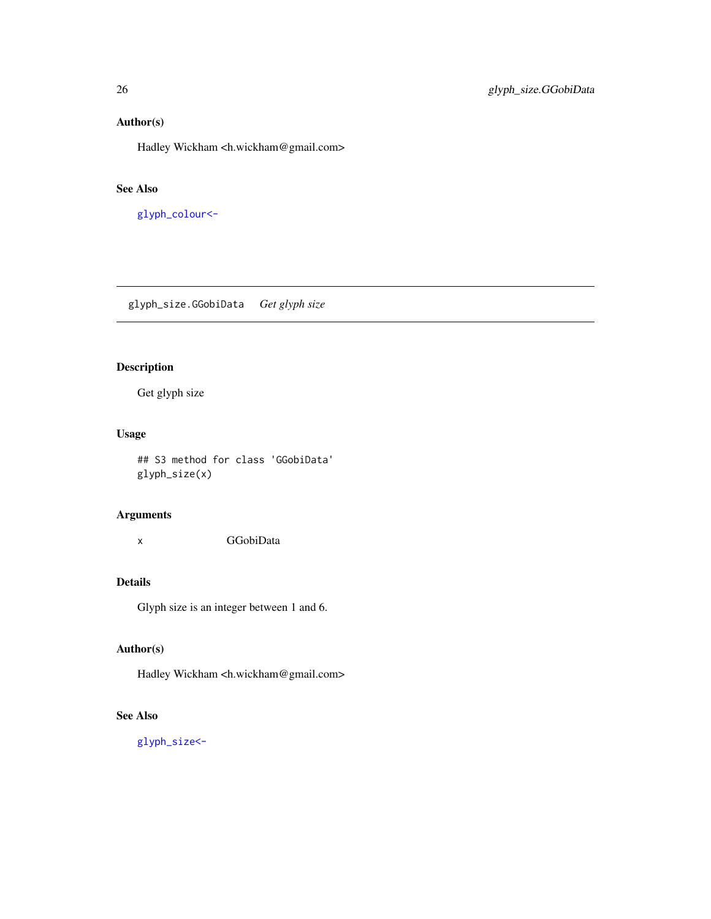### Author(s)

Hadley Wickham <h.wickham@gmail.com>

### See Also

`glyph_colour<-`

---

## glyph_size.GGobiData *Get glyph size*

---

### Description

Get glyph size

### Usage

```
## S3 method for class 'GGobiData'
glyph_size(x)
```

### Arguments

| | |
|---|---|
| x | GGobiData |

### Details

Glyph size is an integer between 1 and 6.

### Author(s)

Hadley Wickham <h.wickham@gmail.com>

### See Also

`glyph_size<-`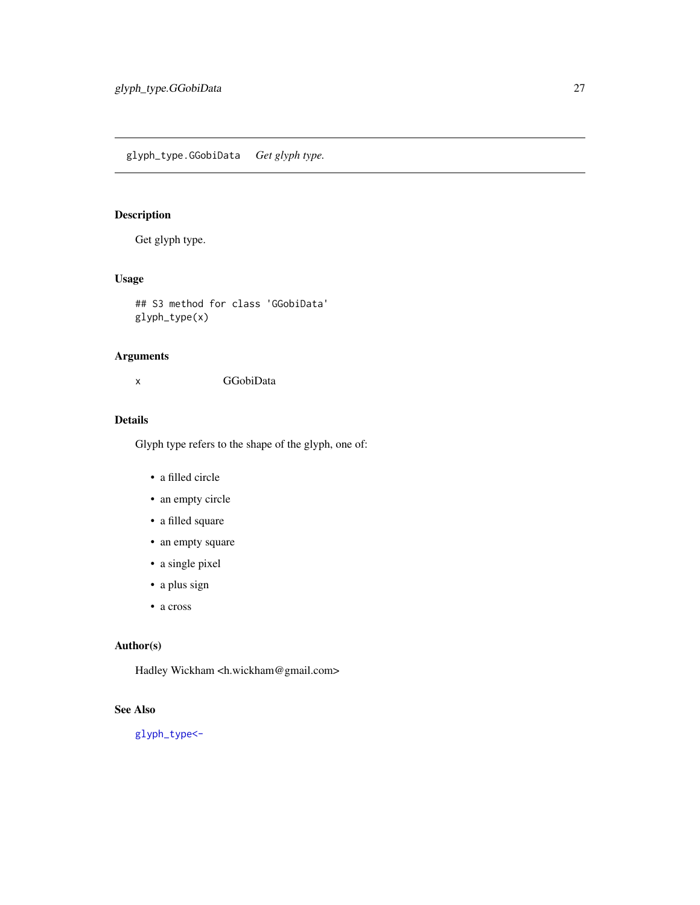glyph_type.GGobiData    *Get glyph type.*

## Description

Get glyph type.

## Usage

```
## S3 method for class 'GGobiData'
glyph_type(x)
```

## Arguments

| | |
|---|---|
| x | GGobiData |

## Details

Glyph type refers to the shape of the glyph, one of:

- a filled circle
- an empty circle
- a filled square
- an empty square
- a single pixel
- a plus sign
- a cross

## Author(s)

Hadley Wickham <h.wickham@gmail.com>

## See Also

glyph_type<-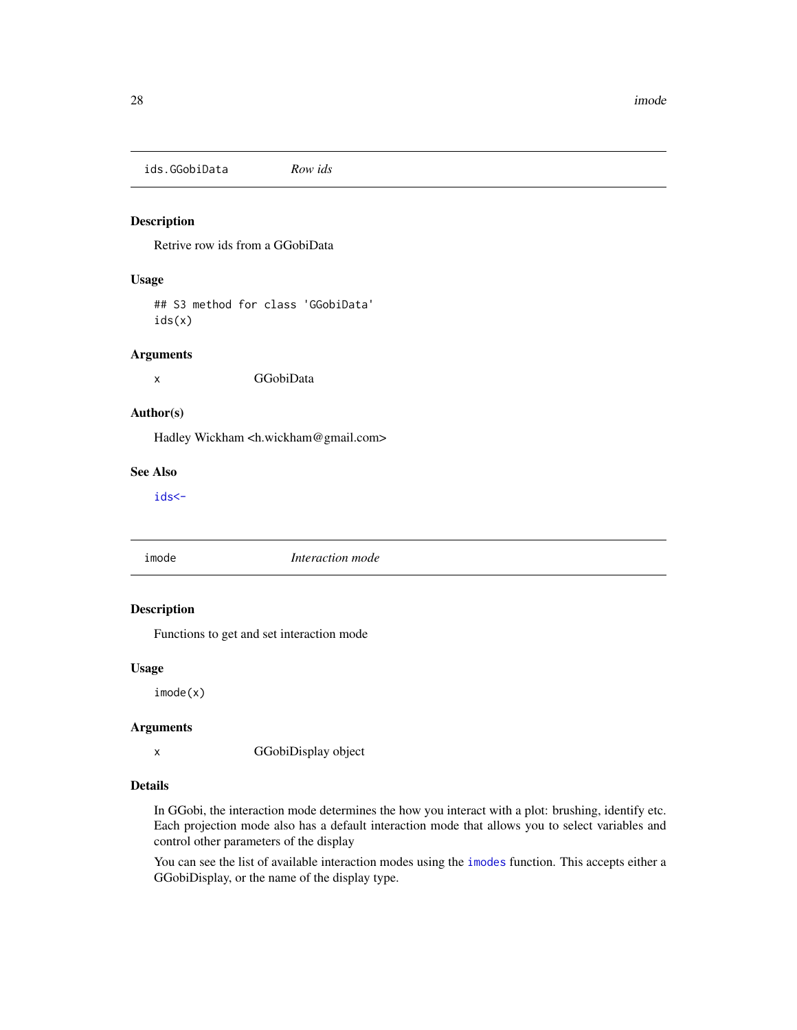## ids.GGobiData *Row ids*

### Description

Retrive row ids from a GGobiData

### Usage

```
## S3 method for class 'GGobiData'
ids(x)
```

### Arguments

| | |
|---|---|
| x | GGobiData |

### Author(s)

Hadley Wickham <h.wickham@gmail.com>

### See Also

ids<-

## imode *Interaction mode*

### Description

Functions to get and set interaction mode

### Usage

```
imode(x)
```

### Arguments

| | |
|---|---|
| x | GGobiDisplay object |

### Details

In GGobi, the interaction mode determines the how you interact with a plot: brushing, identify etc. Each projection mode also has a default interaction mode that allows you to select variables and control other parameters of the display

You can see the list of available interaction modes using the imodes function. This accepts either a GGobiDisplay, or the name of the display type.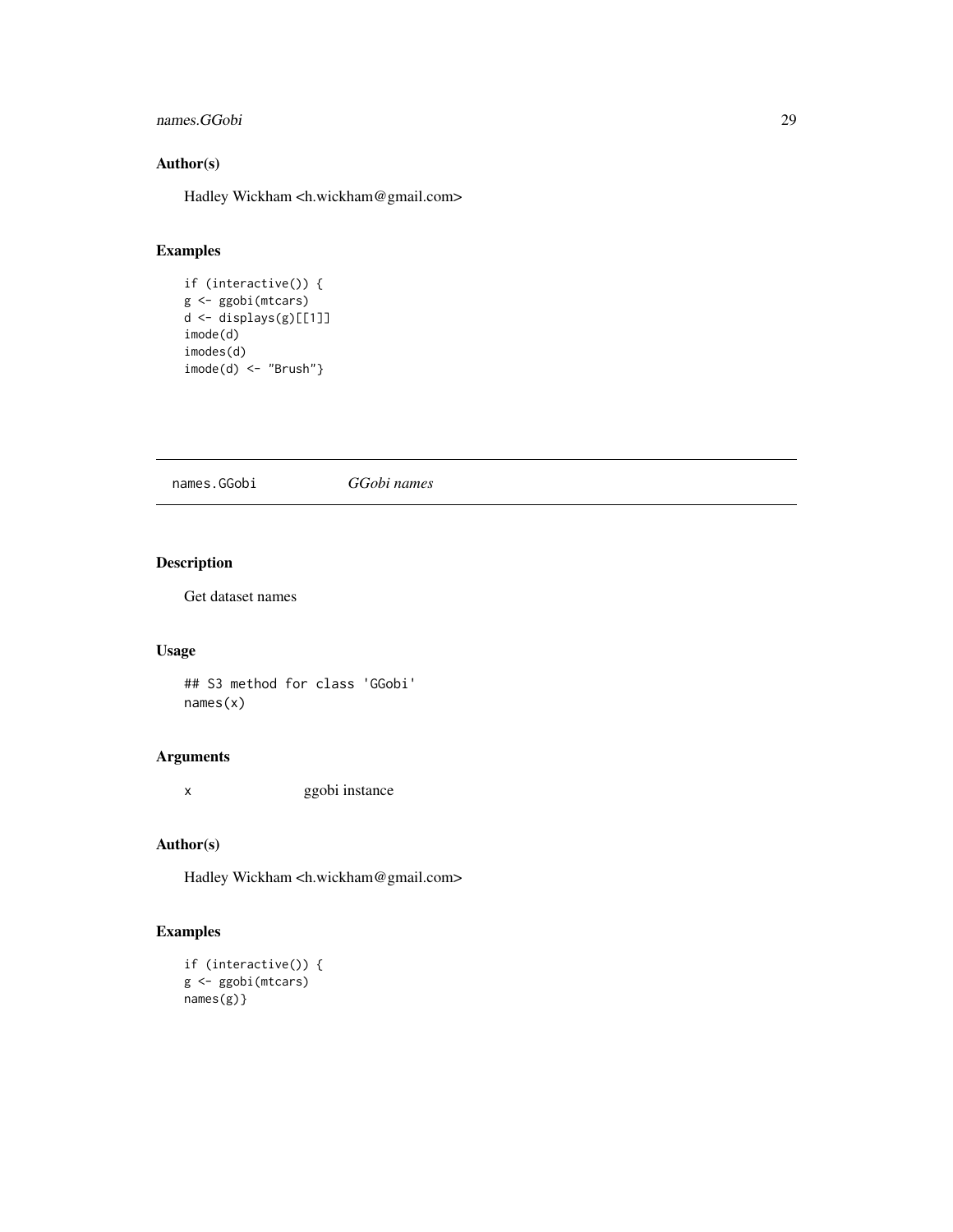## Author(s)

Hadley Wickham <h.wickham@gmail.com>

## Examples

```
if (interactive()) {
g <- ggobi(mtcars)
d <- displays(g)[[1]]
imode(d)
imodes(d)
imode(d) <- "Brush"}
```

---

# names.GGobi *GGobi names*

---

## Description

Get dataset names

## Usage

```
## S3 method for class 'GGobi'
names(x)
```

## Arguments

| | |
|---|---|
| x | ggobi instance |

## Author(s)

Hadley Wickham <h.wickham@gmail.com>

## Examples

```
if (interactive()) {
g <- ggobi(mtcars)
names(g)}
```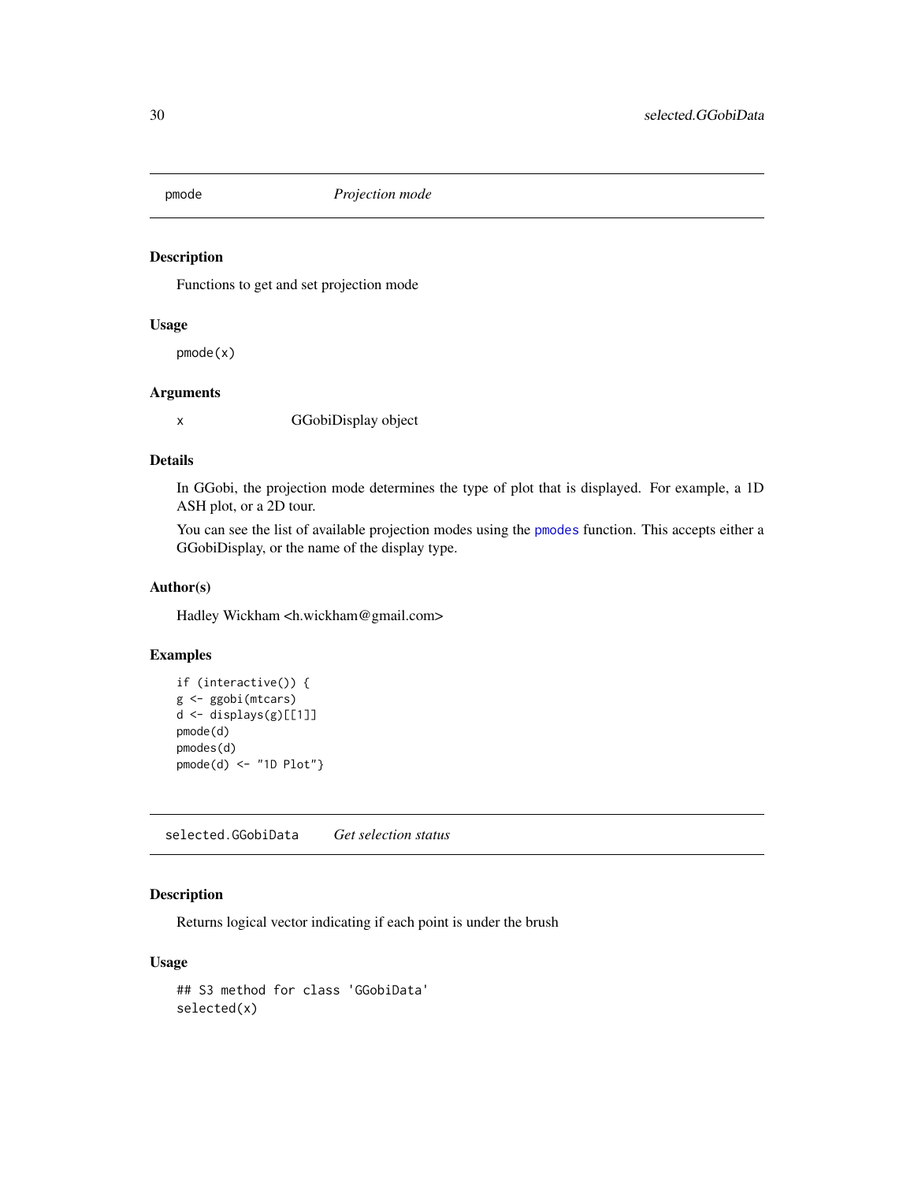## pmode *Projection mode*

### Description

Functions to get and set projection mode

### Usage

```
pmode(x)
```

### Arguments

| | |
|---|---|
| x | GGobiDisplay object |

### Details

In GGobi, the projection mode determines the type of plot that is displayed. For example, a 1D ASH plot, or a 2D tour.

You can see the list of available projection modes using the pmodes function. This accepts either a GGobiDisplay, or the name of the display type.

### Author(s)

Hadley Wickham <h.wickham@gmail.com>

### Examples

```
if (interactive()) {
g <- ggobi(mtcars)
d <- displays(g)[[1]]
pmode(d)
pmodes(d)
pmode(d) <- "1D Plot"}
```

## selected.GGobiData *Get selection status*

### Description

Returns logical vector indicating if each point is under the brush

### Usage

```
## S3 method for class 'GGobiData'
selected(x)
```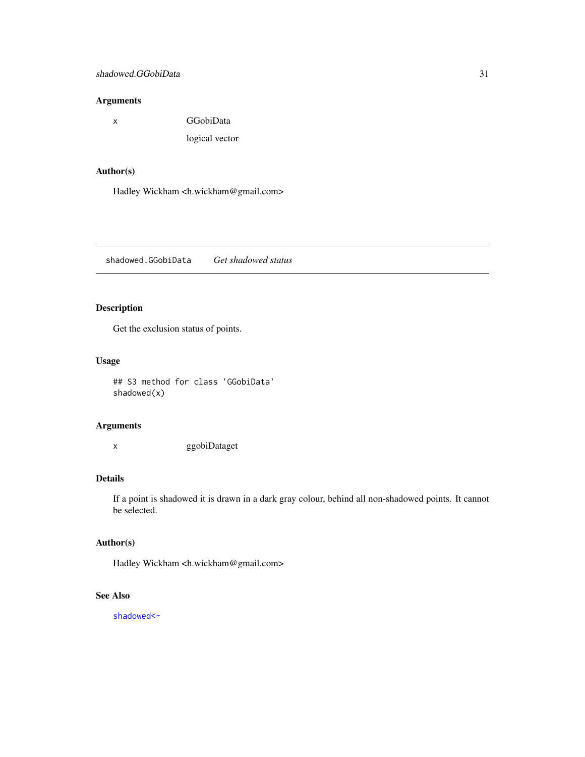## Arguments

| | |
|---|---|
| x | GGobiData |
| | logical vector |

## Author(s)

Hadley Wickham <h.wickham@gmail.com>

---

`shadowed.GGobiData` *Get shadowed status*

---

## Description

Get the exclusion status of points.

## Usage

```
## S3 method for class 'GGobiData'
shadowed(x)
```

## Arguments

| | |
|---|---|
| x | ggobiDataget |

## Details

If a point is shadowed it is drawn in a dark gray colour, behind all non-shadowed points. It cannot be selected.

## Author(s)

Hadley Wickham <h.wickham@gmail.com>

## See Also

`shadowed<-`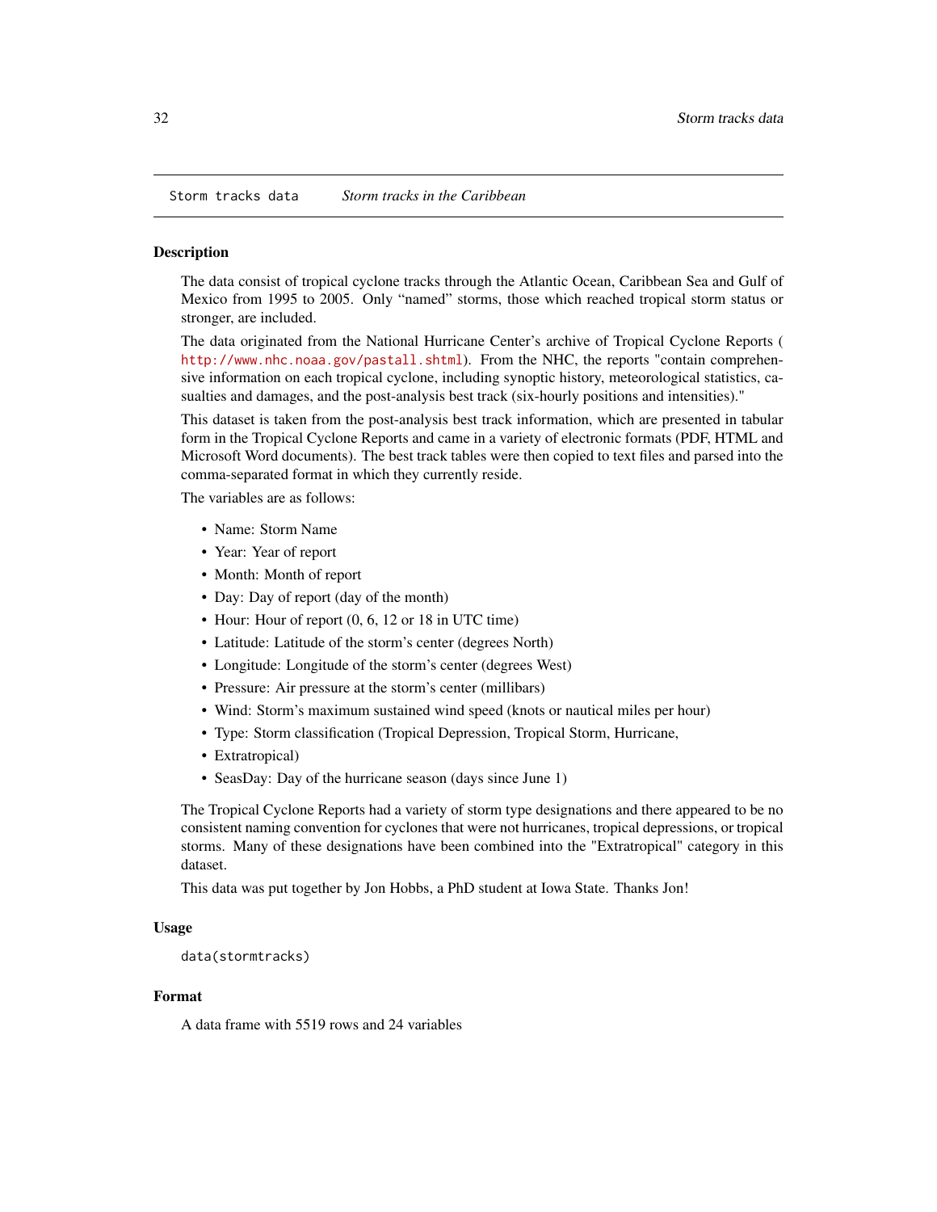Storm tracks data *Storm tracks in the Caribbean*

## Description

The data consist of tropical cyclone tracks through the Atlantic Ocean, Caribbean Sea and Gulf of Mexico from 1995 to 2005. Only "named" storms, those which reached tropical storm status or stronger, are included.

The data originated from the National Hurricane Center's archive of Tropical Cyclone Reports ( http://www.nhc.noaa.gov/pastall.shtml). From the NHC, the reports "contain comprehensive information on each tropical cyclone, including synoptic history, meteorological statistics, casualties and damages, and the post-analysis best track (six-hourly positions and intensities)."

This dataset is taken from the post-analysis best track information, which are presented in tabular form in the Tropical Cyclone Reports and came in a variety of electronic formats (PDF, HTML and Microsoft Word documents). The best track tables were then copied to text files and parsed into the comma-separated format in which they currently reside.

The variables are as follows:

- Name: Storm Name
- Year: Year of report
- Month: Month of report
- Day: Day of report (day of the month)
- Hour: Hour of report (0, 6, 12 or 18 in UTC time)
- Latitude: Latitude of the storm's center (degrees North)
- Longitude: Longitude of the storm's center (degrees West)
- Pressure: Air pressure at the storm's center (millibars)
- Wind: Storm's maximum sustained wind speed (knots or nautical miles per hour)
- Type: Storm classification (Tropical Depression, Tropical Storm, Hurricane,
- Extratropical)
- SeasDay: Day of the hurricane season (days since June 1)

The Tropical Cyclone Reports had a variety of storm type designations and there appeared to be no consistent naming convention for cyclones that were not hurricanes, tropical depressions, or tropical storms. Many of these designations have been combined into the "Extratropical" category in this dataset.

This data was put together by Jon Hobbs, a PhD student at Iowa State. Thanks Jon!

## Usage

```
data(stormtracks)
```

## Format

A data frame with 5519 rows and 24 variables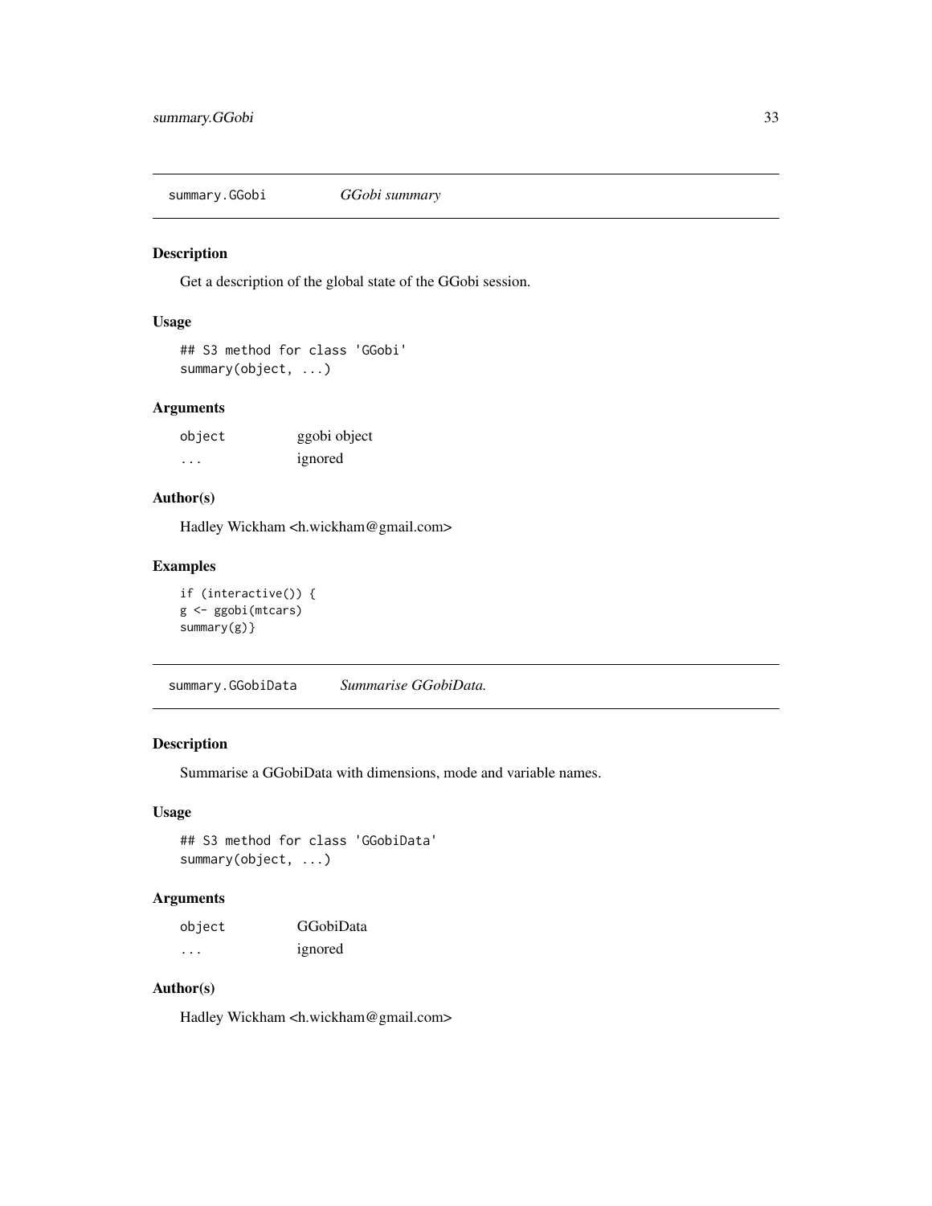## summary.GGobi *GGobi summary*

### Description

Get a description of the global state of the GGobi session.

### Usage

```
## S3 method for class 'GGobi'
summary(object, ...)
```

### Arguments

| | |
|---|---|
| object | ggobi object |
| ... | ignored |

### Author(s)

Hadley Wickham <h.wickham@gmail.com>

### Examples

```
if (interactive()) {
g <- ggobi(mtcars)
summary(g)}
```

## summary.GGobiData *Summarise GGobiData.*

### Description

Summarise a GGobiData with dimensions, mode and variable names.

### Usage

```
## S3 method for class 'GGobiData'
summary(object, ...)
```

### Arguments

| | |
|---|---|
| object | GGobiData |
| ... | ignored |

### Author(s)

Hadley Wickham <h.wickham@gmail.com>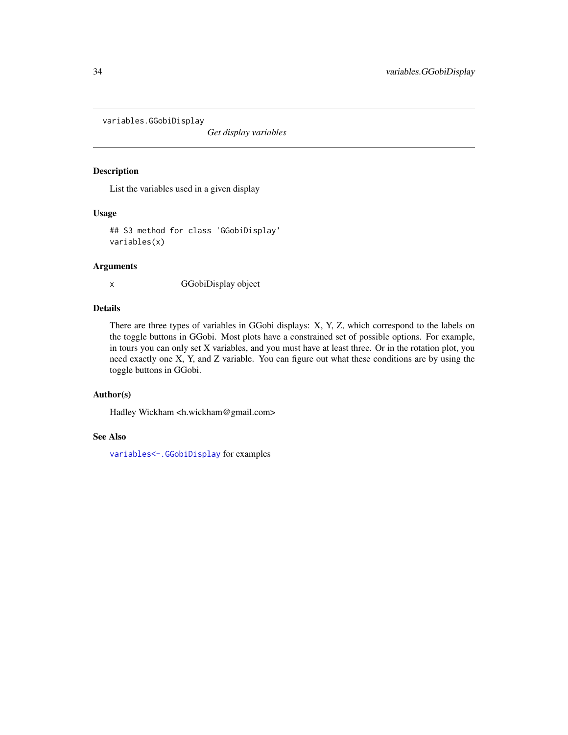variables.GGobiDisplay

*Get display variables*

## Description

List the variables used in a given display

## Usage

```
## S3 method for class 'GGobiDisplay'
variables(x)
```

## Arguments

| | |
|---|---|
| x | GGobiDisplay object |

## Details

There are three types of variables in GGobi displays: X, Y, Z, which correspond to the labels on the toggle buttons in GGobi. Most plots have a constrained set of possible options. For example, in tours you can only set X variables, and you must have at least three. Or in the rotation plot, you need exactly one X, Y, and Z variable. You can figure out what these conditions are by using the toggle buttons in GGobi.

## Author(s)

Hadley Wickham <h.wickham@gmail.com>

## See Also

`variables<-.GGobiDisplay` for examples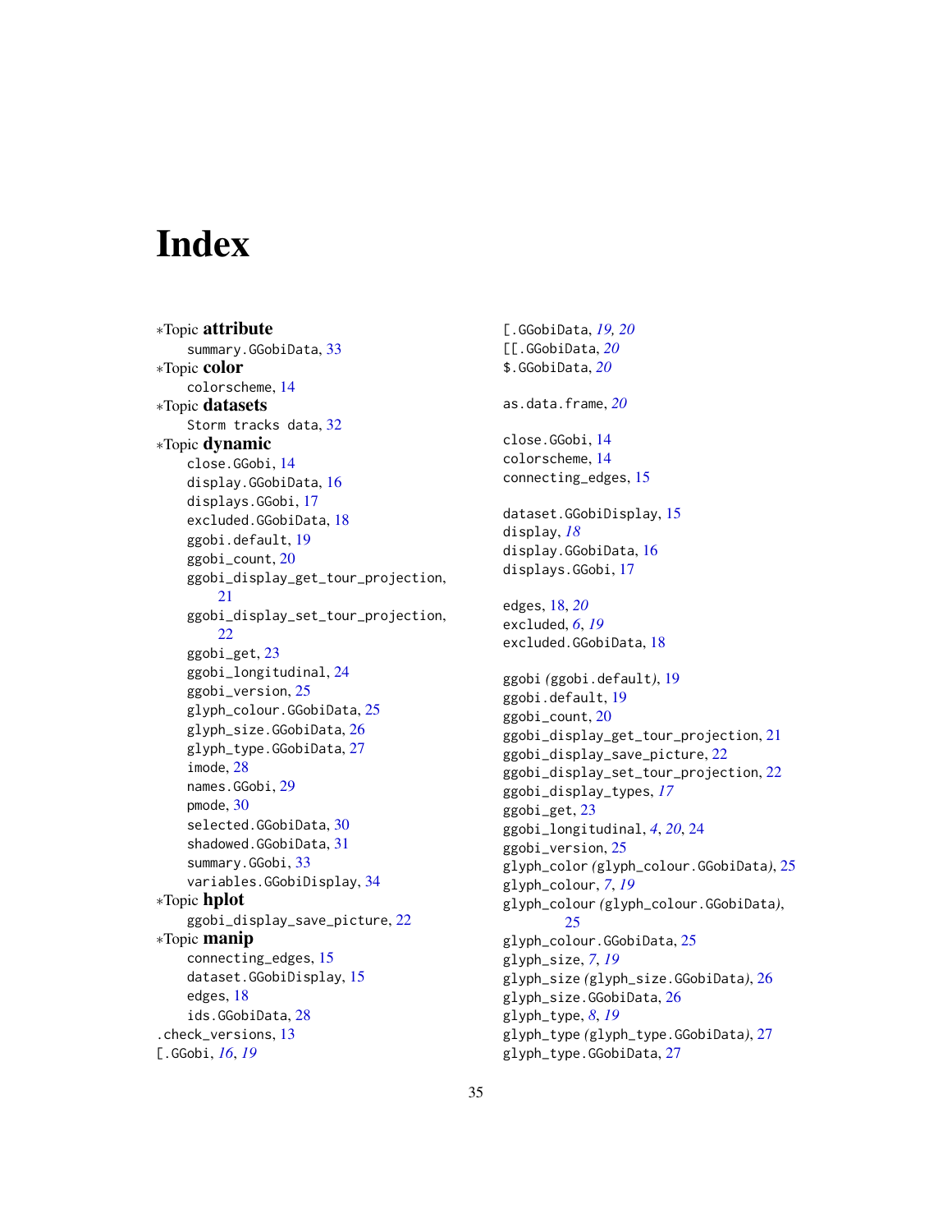# Index

∗Topic **attribute**
- summary.GGobiData, 33

∗Topic **color**
- colorscheme, 14

∗Topic **datasets**
- Storm tracks data, 32

∗Topic **dynamic**
- close.GGobi, 14
- display.GGobiData, 16
- displays.GGobi, 17
- excluded.GGobiData, 18
- ggobi.default, 19
- ggobi_count, 20
- ggobi_display_get_tour_projection, 21
- ggobi_display_set_tour_projection, 22
- ggobi_get, 23
- ggobi_longitudinal, 24
- ggobi_version, 25
- glyph_colour.GGobiData, 25
- glyph_size.GGobiData, 26
- glyph_type.GGobiData, 27
- imode, 28
- names.GGobi, 29
- pmode, 30
- selected.GGobiData, 30
- shadowed.GGobiData, 31
- summary.GGobi, 33
- variables.GGobiDisplay, 34

∗Topic **hplot**
- ggobi_display_save_picture, 22

∗Topic **manip**
- connecting_edges, 15
- dataset.GGobiDisplay, 15
- edges, 18
- ids.GGobiData, 28

.check_versions, 13
[.GGobi, *16*, *19*
[.GGobiData, *19*, *20*
[[.GGobiData, *20*
$.GGobiData, *20*

as.data.frame, *20*

close.GGobi, 14
colorscheme, 14
connecting_edges, 15

dataset.GGobiDisplay, 15
display, *18*
display.GGobiData, 16
displays.GGobi, 17

edges, 18, *20*
excluded, *6*, *19*
excluded.GGobiData, 18

ggobi *(ggobi.default)*, 19
ggobi.default, 19
ggobi_count, 20
ggobi_display_get_tour_projection, 21
ggobi_display_save_picture, 22
ggobi_display_set_tour_projection, 22
ggobi_display_types, *17*
ggobi_get, 23
ggobi_longitudinal, *4*, *20*, 24
ggobi_version, 25
glyph_color *(glyph_colour.GGobiData)*, 25
glyph_colour, *7*, *19*
glyph_colour *(glyph_colour.GGobiData)*, 25
glyph_colour.GGobiData, 25
glyph_size, *7*, *19*
glyph_size *(glyph_size.GGobiData)*, 26
glyph_size.GGobiData, 26
glyph_type, *8*, *19*
glyph_type *(glyph_type.GGobiData)*, 27
glyph_type.GGobiData, 27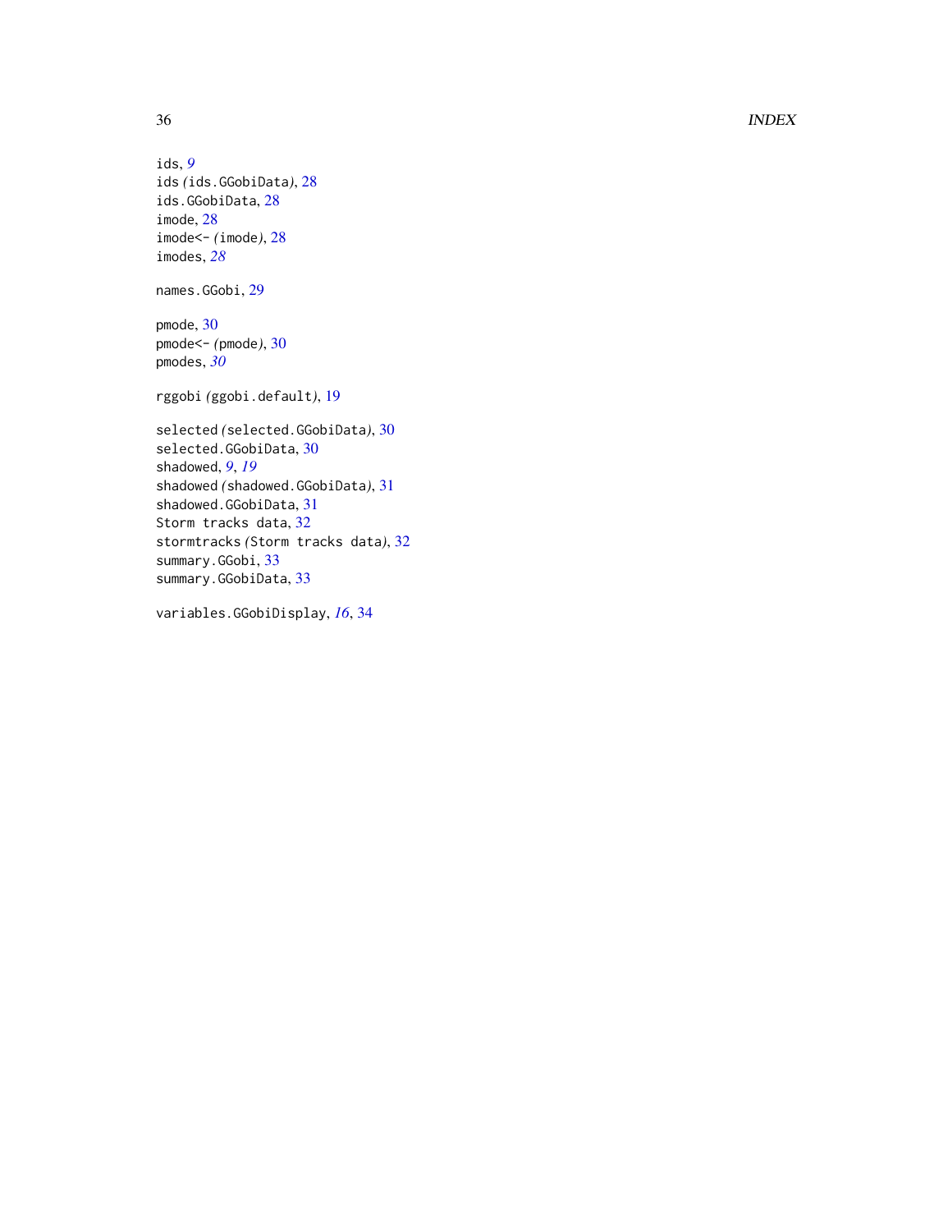ids, *9*
ids *(*ids.GGobiData*)*, 28
ids.GGobiData, 28
imode, 28
imode<- *(*imode*)*, 28
imodes, *28*

names.GGobi, 29

pmode, 30
pmode<- *(*pmode*)*, 30
pmodes, *30*

rggobi *(*ggobi.default*)*, 19

selected *(*selected.GGobiData*)*, 30
selected.GGobiData, 30
shadowed, *9*, *19*
shadowed *(*shadowed.GGobiData*)*, 31
shadowed.GGobiData, 31
Storm tracks data, 32
stormtracks *(*Storm tracks data*)*, 32
summary.GGobi, 33
summary.GGobiData, 33

variables.GGobiDisplay, *16*, 34